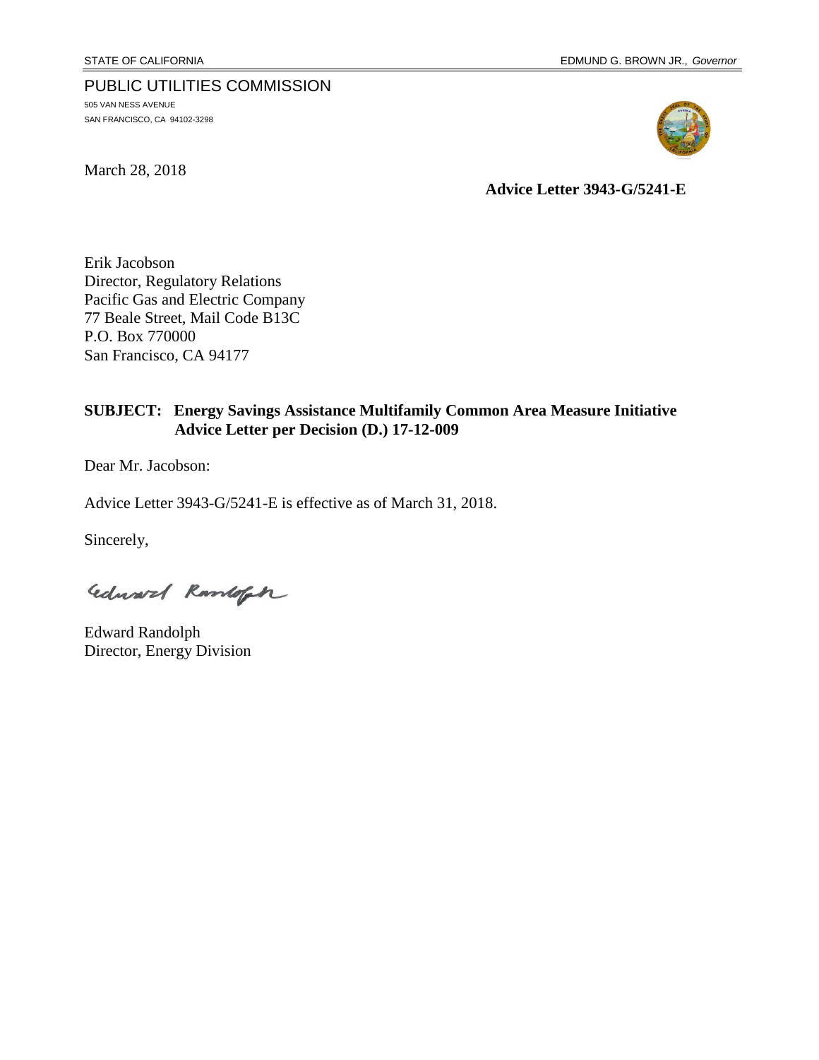STATE OF CALIFORNIA EDMUND G. BROWN JR., *Governor*

PUBLIC UTILITIES COMMISSION
505 VAN NESS AVENUE
SAN FRANCISCO, CA 94102-3298

March 28, 2018

**Advice Letter 3943-G/5241-E**

Erik Jacobson
Director, Regulatory Relations
Pacific Gas and Electric Company
77 Beale Street, Mail Code B13C
P.O. Box 770000
San Francisco, CA 94177

**SUBJECT: Energy Savings Assistance Multifamily Common Area Measure Initiative Advice Letter per Decision (D.) 17-12-009**

Dear Mr. Jacobson:

Advice Letter 3943-G/5241-E is effective as of March 31, 2018.

Sincerely,

Edward Randolph

Edward Randolph
Director, Energy Division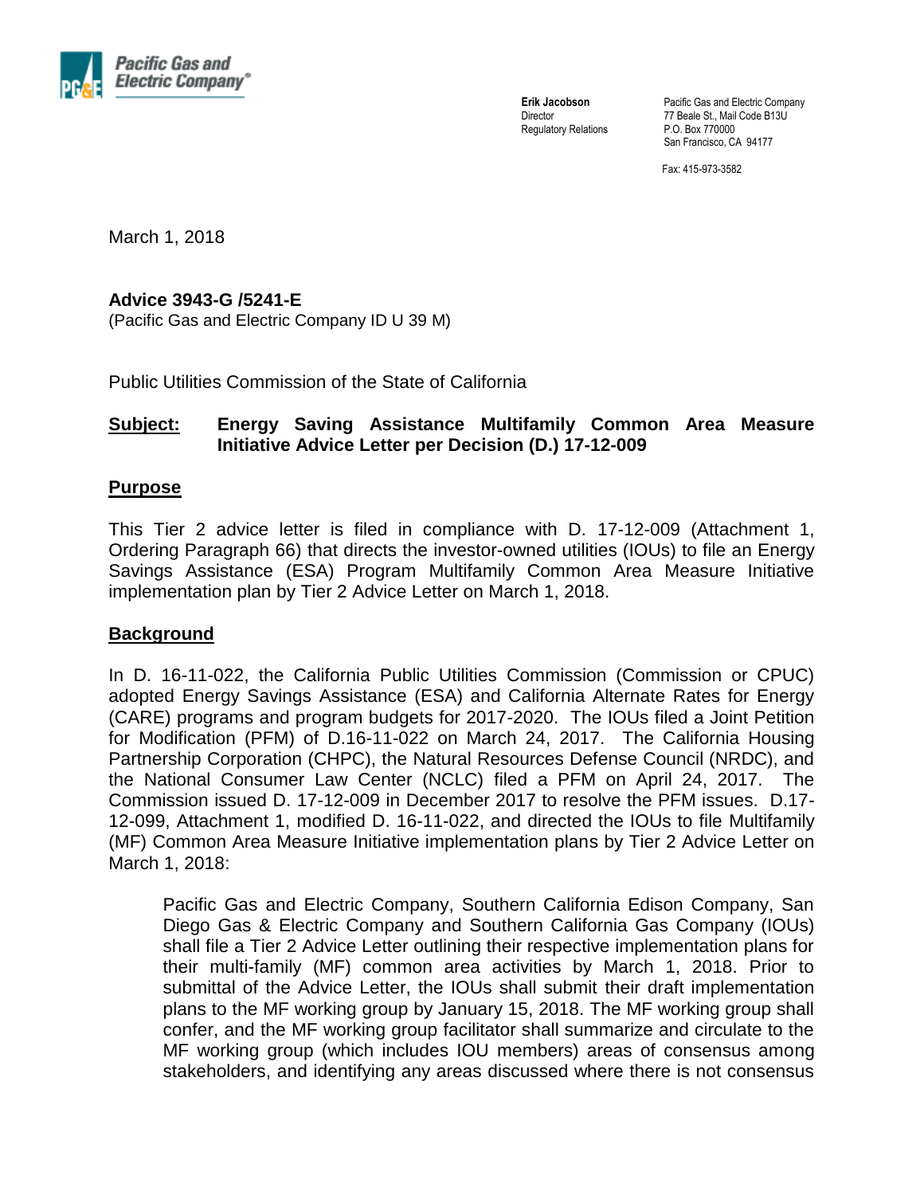Pacific Gas and Electric Company®

**Erik Jacobson**
Director
Regulatory Relations

Pacific Gas and Electric Company
77 Beale St., Mail Code B13U
P.O. Box 770000
San Francisco, CA 94177

Fax: 415-973-3582

March 1, 2018

**Advice 3943-G /5241-E**
(Pacific Gas and Electric Company ID U 39 M)

Public Utilities Commission of the State of California

**Subject: Energy Saving Assistance Multifamily Common Area Measure Initiative Advice Letter per Decision (D.) 17-12-009**

## Purpose

This Tier 2 advice letter is filed in compliance with D. 17-12-009 (Attachment 1, Ordering Paragraph 66) that directs the investor-owned utilities (IOUs) to file an Energy Savings Assistance (ESA) Program Multifamily Common Area Measure Initiative implementation plan by Tier 2 Advice Letter on March 1, 2018.

## Background

In D. 16-11-022, the California Public Utilities Commission (Commission or CPUC) adopted Energy Savings Assistance (ESA) and California Alternate Rates for Energy (CARE) programs and program budgets for 2017-2020. The IOUs filed a Joint Petition for Modification (PFM) of D.16-11-022 on March 24, 2017. The California Housing Partnership Corporation (CHPC), the Natural Resources Defense Council (NRDC), and the National Consumer Law Center (NCLC) filed a PFM on April 24, 2017. The Commission issued D. 17-12-009 in December 2017 to resolve the PFM issues. D.17-12-099, Attachment 1, modified D. 16-11-022, and directed the IOUs to file Multifamily (MF) Common Area Measure Initiative implementation plans by Tier 2 Advice Letter on March 1, 2018:

> Pacific Gas and Electric Company, Southern California Edison Company, San Diego Gas & Electric Company and Southern California Gas Company (IOUs) shall file a Tier 2 Advice Letter outlining their respective implementation plans for their multi-family (MF) common area activities by March 1, 2018. Prior to submittal of the Advice Letter, the IOUs shall submit their draft implementation plans to the MF working group by January 15, 2018. The MF working group shall confer, and the MF working group facilitator shall summarize and circulate to the MF working group (which includes IOU members) areas of consensus among stakeholders, and identifying any areas discussed where there is not consensus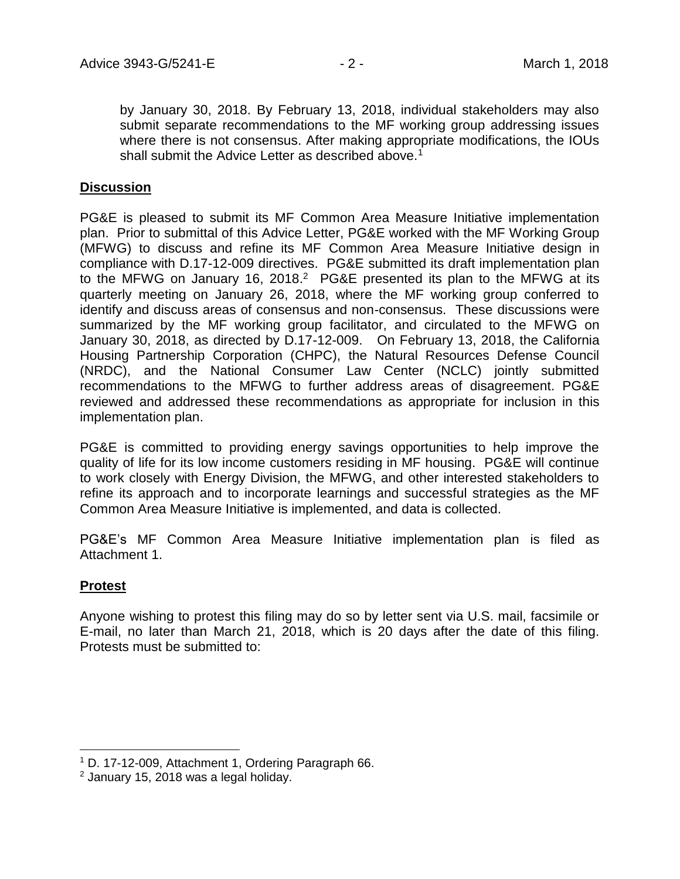by January 30, 2018. By February 13, 2018, individual stakeholders may also submit separate recommendations to the MF working group addressing issues where there is not consensus. After making appropriate modifications, the IOUs shall submit the Advice Letter as described above.[1]

## Discussion

PG&E is pleased to submit its MF Common Area Measure Initiative implementation plan. Prior to submittal of this Advice Letter, PG&E worked with the MF Working Group (MFWG) to discuss and refine its MF Common Area Measure Initiative design in compliance with D.17-12-009 directives. PG&E submitted its draft implementation plan to the MFWG on January 16, 2018.[2] PG&E presented its plan to the MFWG at its quarterly meeting on January 26, 2018, where the MF working group conferred to identify and discuss areas of consensus and non-consensus. These discussions were summarized by the MF working group facilitator, and circulated to the MFWG on January 30, 2018, as directed by D.17-12-009. On February 13, 2018, the California Housing Partnership Corporation (CHPC), the Natural Resources Defense Council (NRDC), and the National Consumer Law Center (NCLC) jointly submitted recommendations to the MFWG to further address areas of disagreement. PG&E reviewed and addressed these recommendations as appropriate for inclusion in this implementation plan.

PG&E is committed to providing energy savings opportunities to help improve the quality of life for its low income customers residing in MF housing. PG&E will continue to work closely with Energy Division, the MFWG, and other interested stakeholders to refine its approach and to incorporate learnings and successful strategies as the MF Common Area Measure Initiative is implemented, and data is collected.

PG&E's MF Common Area Measure Initiative implementation plan is filed as Attachment 1.

## Protest

Anyone wishing to protest this filing may do so by letter sent via U.S. mail, facsimile or E-mail, no later than March 21, 2018, which is 20 days after the date of this filing. Protests must be submitted to:

---

[1] D. 17-12-009, Attachment 1, Ordering Paragraph 66.

[2] January 15, 2018 was a legal holiday.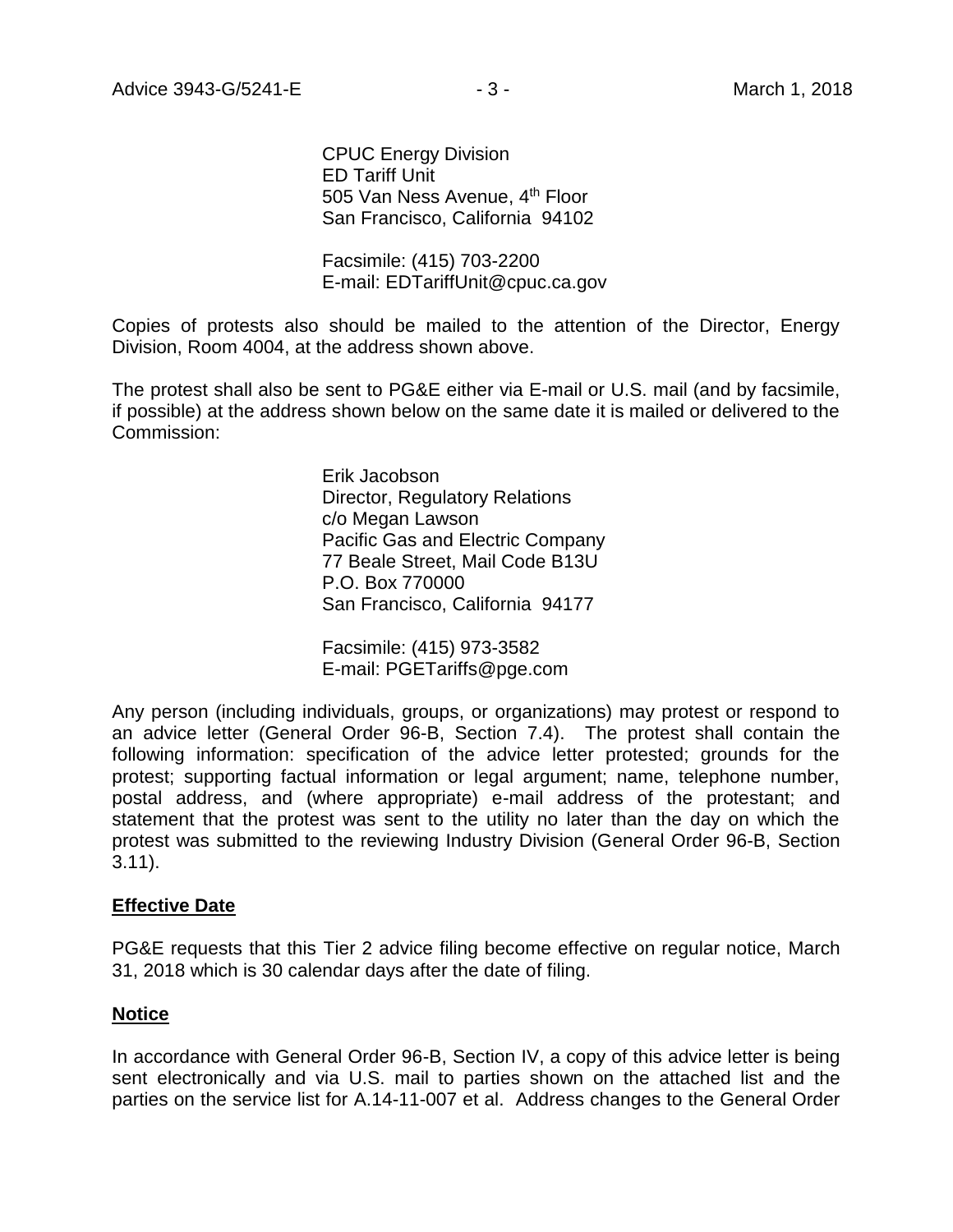CPUC Energy Division
ED Tariff Unit
505 Van Ness Avenue, 4th Floor
San Francisco, California 94102

Facsimile: (415) 703-2200
E-mail: EDTariffUnit@cpuc.ca.gov

Copies of protests also should be mailed to the attention of the Director, Energy Division, Room 4004, at the address shown above.

The protest shall also be sent to PG&E either via E-mail or U.S. mail (and by facsimile, if possible) at the address shown below on the same date it is mailed or delivered to the Commission:

Erik Jacobson
Director, Regulatory Relations
c/o Megan Lawson
Pacific Gas and Electric Company
77 Beale Street, Mail Code B13U
P.O. Box 770000
San Francisco, California 94177

Facsimile: (415) 973-3582
E-mail: PGETariffs@pge.com

Any person (including individuals, groups, or organizations) may protest or respond to an advice letter (General Order 96-B, Section 7.4). The protest shall contain the following information: specification of the advice letter protested; grounds for the protest; supporting factual information or legal argument; name, telephone number, postal address, and (where appropriate) e-mail address of the protestant; and statement that the protest was sent to the utility no later than the day on which the protest was submitted to the reviewing Industry Division (General Order 96-B, Section 3.11).

**Effective Date**

PG&E requests that this Tier 2 advice filing become effective on regular notice, March 31, 2018 which is 30 calendar days after the date of filing.

**Notice**

In accordance with General Order 96-B, Section IV, a copy of this advice letter is being sent electronically and via U.S. mail to parties shown on the attached list and the parties on the service list for A.14-11-007 et al. Address changes to the General Order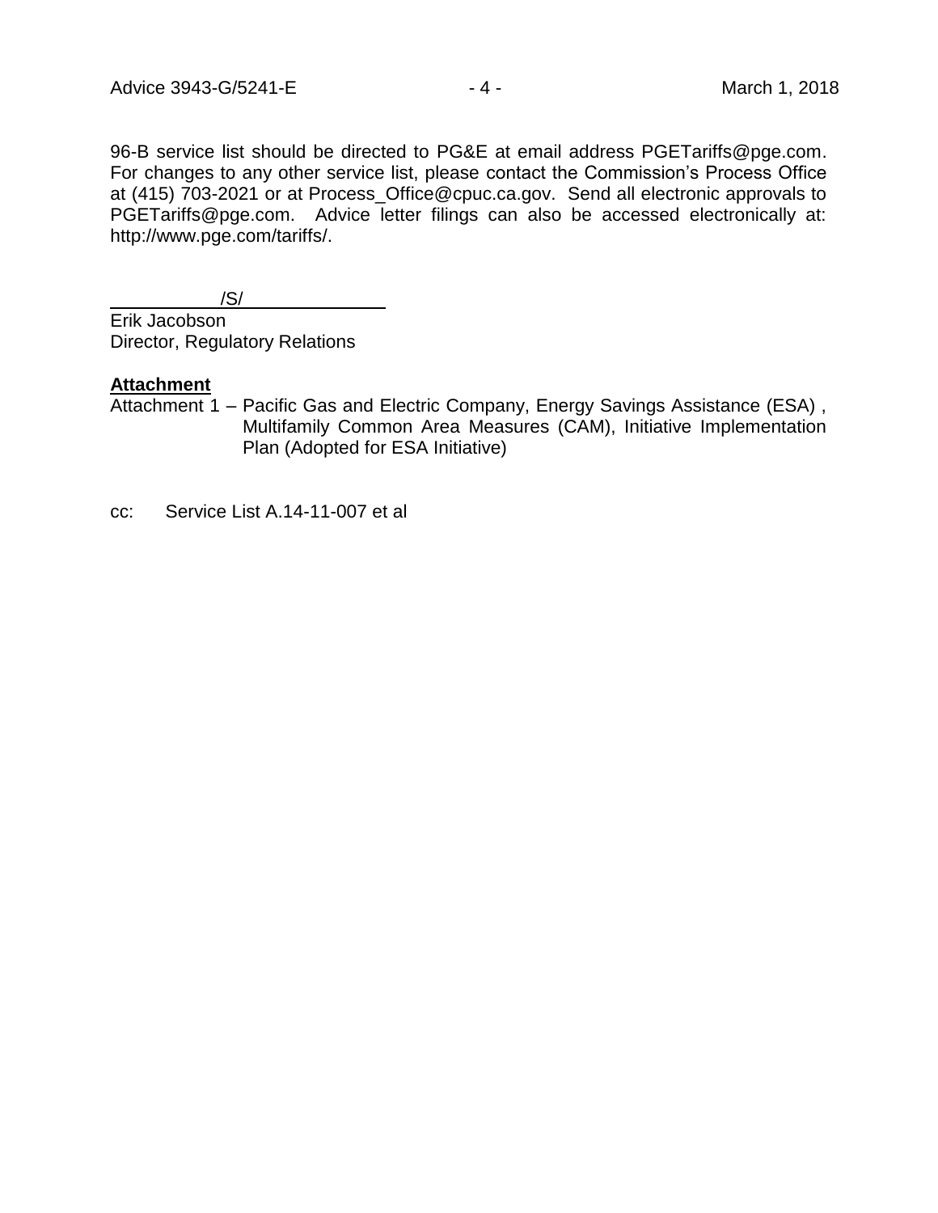96-B service list should be directed to PG&E at email address PGETariffs@pge.com. For changes to any other service list, please contact the Commission's Process Office at (415) 703-2021 or at Process_Office@cpuc.ca.gov. Send all electronic approvals to PGETariffs@pge.com. Advice letter filings can also be accessed electronically at: http://www.pge.com/tariffs/.

/S/

Erik Jacobson
Director, Regulatory Relations

**Attachment**

Attachment 1 – Pacific Gas and Electric Company, Energy Savings Assistance (ESA) , Multifamily Common Area Measures (CAM), Initiative Implementation Plan (Adopted for ESA Initiative)

cc: Service List A.14-11-007 et al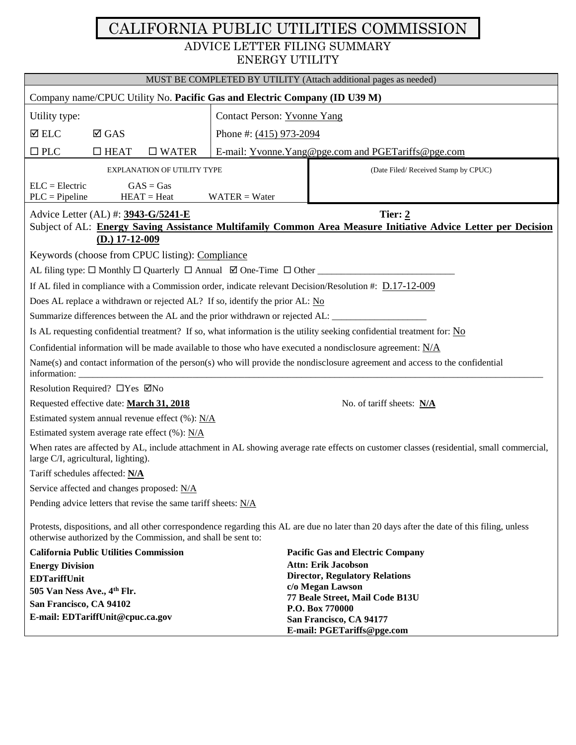# CALIFORNIA PUBLIC UTILITIES COMMISSION

## ADVICE LETTER FILING SUMMARY
## ENERGY UTILITY

MUST BE COMPLETED BY UTILITY (Attach additional pages as needed)

Company name/CPUC Utility No. **Pacific Gas and Electric Company (ID U39 M)**

| Utility type: | Contact Person: Yvonne Yang |
|---|---|
| ☑ ELC ☑ GAS | Phone #: (415) 973-2094 |
| ☐ PLC ☐ HEAT ☐ WATER | E-mail: Yvonne.Yang@pge.com and PGETariffs@pge.com |

| EXPLANATION OF UTILITY TYPE | (Date Filed/ Received Stamp by CPUC) |
|---|---|
| ELC = Electric GAS = Gas<br>PLC = Pipeline HEAT = Heat WATER = Water | |

Advice Letter (AL) #: **3943-G/5241-E** Tier: **2**

Subject of AL: **Energy Saving Assistance Multifamily Common Area Measure Initiative Advice Letter per Decision (D.) 17-12-009**

Keywords (choose from CPUC listing): Compliance

AL filing type: ☐ Monthly ☐ Quarterly ☐ Annual ☑ One-Time ☐ Other ____________________________

If AL filed in compliance with a Commission order, indicate relevant Decision/Resolution #: D.17-12-009

Does AL replace a withdrawn or rejected AL? If so, identify the prior AL: No

Summarize differences between the AL and the prior withdrawn or rejected AL: ___________________

Is AL requesting confidential treatment? If so, what information is the utility seeking confidential treatment for: No

Confidential information will be made available to those who have executed a nondisclosure agreement: N/A

Name(s) and contact information of the person(s) who will provide the nondisclosure agreement and access to the confidential information: ___________________________________________

Resolution Required? ☐Yes ☑No

Requested effective date: **March 31, 2018** No. of tariff sheets: **N/A**

Estimated system annual revenue effect (%): N/A

Estimated system average rate effect (%): N/A

When rates are affected by AL, include attachment in AL showing average rate effects on customer classes (residential, small commercial, large C/I, agricultural, lighting).

Tariff schedules affected: **N/A**

Service affected and changes proposed: N/A

Pending advice letters that revise the same tariff sheets: N/A

Protests, dispositions, and all other correspondence regarding this AL are due no later than 20 days after the date of this filing, unless otherwise authorized by the Commission, and shall be sent to:

| **California Public Utilities Commission** | **Pacific Gas and Electric Company** |
|---|---|
| **Energy Division** | **Attn: Erik Jacobson** |
| **EDTariffUnit** | **Director, Regulatory Relations** |
| **505 Van Ness Ave., 4th Flr.** | **c/o Megan Lawson** |
| **San Francisco, CA 94102** | **77 Beale Street, Mail Code B13U** |
| **E-mail: EDTariffUnit@cpuc.ca.gov** | **P.O. Box 770000** |
| | **San Francisco, CA 94177** |
| | **E-mail: PGETariffs@pge.com** |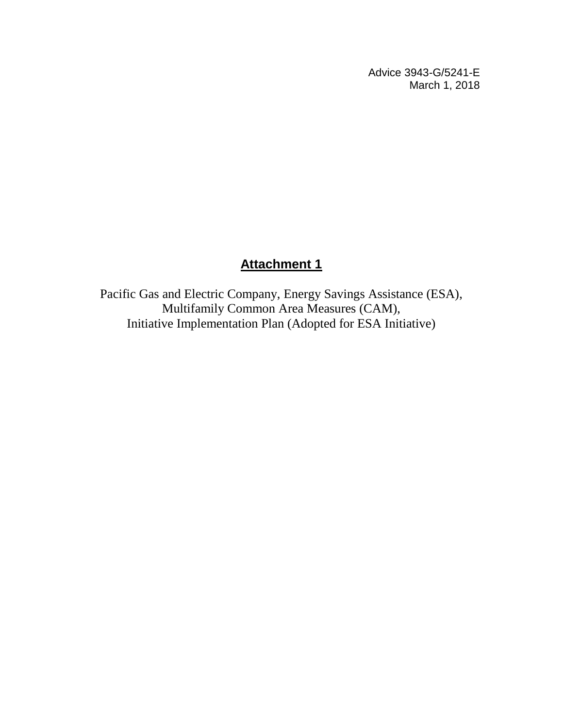Advice 3943-G/5241-E
March 1, 2018

# Attachment 1

Pacific Gas and Electric Company, Energy Savings Assistance (ESA),
Multifamily Common Area Measures (CAM),
Initiative Implementation Plan (Adopted for ESA Initiative)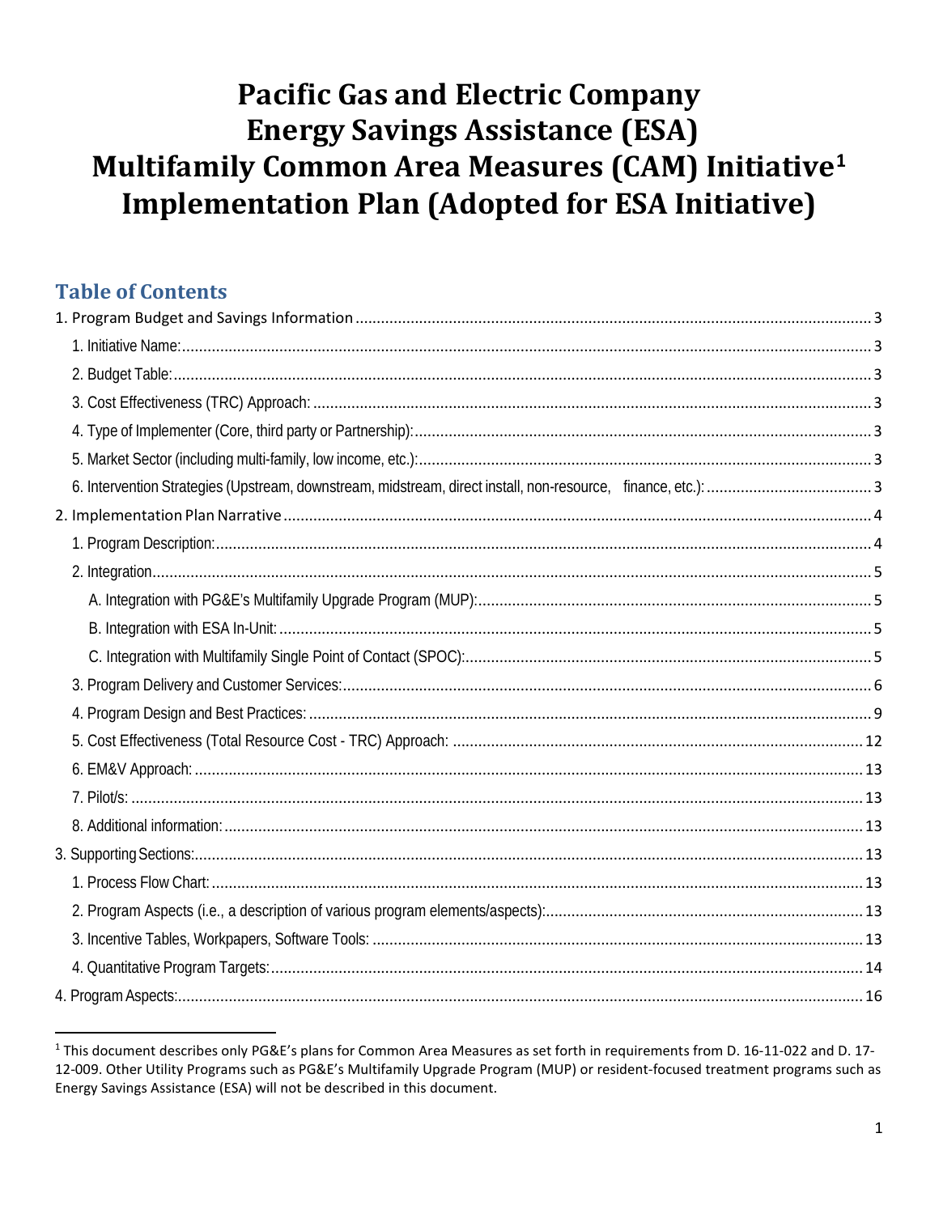# Pacific Gas and Electric Company Energy Savings Assistance (ESA) Multifamily Common Area Measures (CAM) Initiative[1] Implementation Plan (Adopted for ESA Initiative)

## Table of Contents

1. Program Budget and Savings Information ..... 3
   1. Initiative Name: ..... 3
   2. Budget Table: ..... 3
   3. Cost Effectiveness (TRC) Approach: ..... 3
   4. Type of Implementer (Core, third party or Partnership): ..... 3
   5. Market Sector (including multi-family, low income, etc.): ..... 3
   6. Intervention Strategies (Upstream, downstream, midstream, direct install, non-resource, finance, etc.): ..... 3
2. Implementation Plan Narrative ..... 4
   1. Program Description: ..... 4
   2. Integration ..... 5
      - A. Integration with PG&E's Multifamily Upgrade Program (MUP): ..... 5
      - B. Integration with ESA In-Unit: ..... 5
      - C. Integration with Multifamily Single Point of Contact (SPOC): ..... 5
   3. Program Delivery and Customer Services: ..... 6
   4. Program Design and Best Practices: ..... 9
   5. Cost Effectiveness (Total Resource Cost - TRC) Approach: ..... 12
   6. EM&V Approach: ..... 13
   7. Pilot/s: ..... 13
   8. Additional information: ..... 13
3. Supporting Sections: ..... 13
   1. Process Flow Chart: ..... 13
   2. Program Aspects (i.e., a description of various program elements/aspects): ..... 13
   3. Incentive Tables, Workpapers, Software Tools: ..... 13
   4. Quantitative Program Targets: ..... 14
4. Program Aspects: ..... 16

---

[1] This document describes only PG&E's plans for Common Area Measures as set forth in requirements from D. 16-11-022 and D. 17-12-009. Other Utility Programs such as PG&E's Multifamily Upgrade Program (MUP) or resident-focused treatment programs such as Energy Savings Assistance (ESA) will not be described in this document.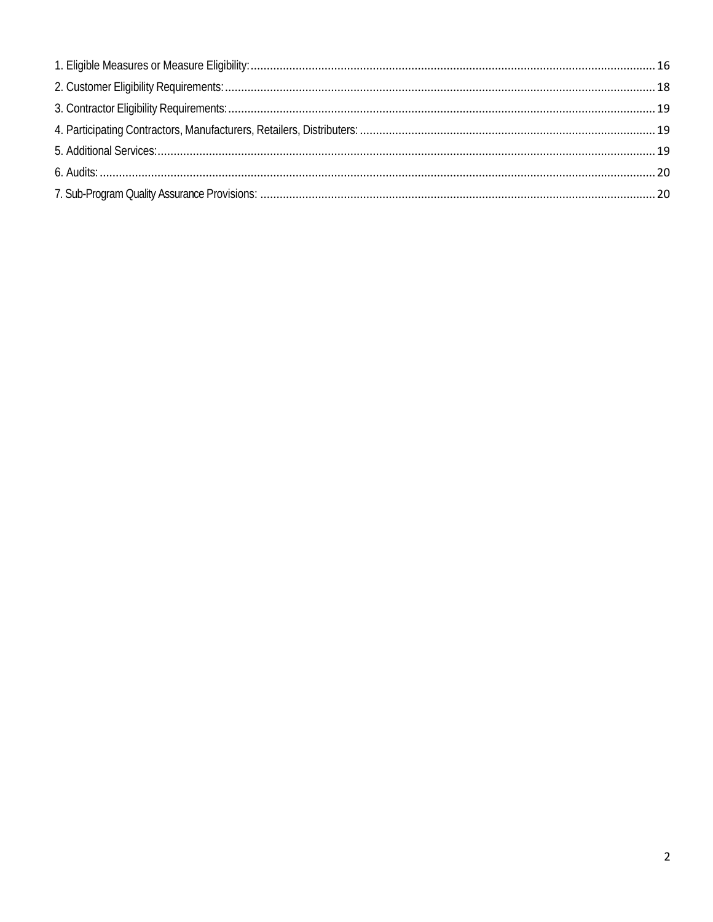1. Eligible Measures or Measure Eligibility: ............ 16
2. Customer Eligibility Requirements: ............ 18
3. Contractor Eligibility Requirements: ............ 19
4. Participating Contractors, Manufacturers, Retailers, Distributers: ............ 19
5. Additional Services: ............ 19
6. Audits: ............ 20
7. Sub-Program Quality Assurance Provisions: ............ 20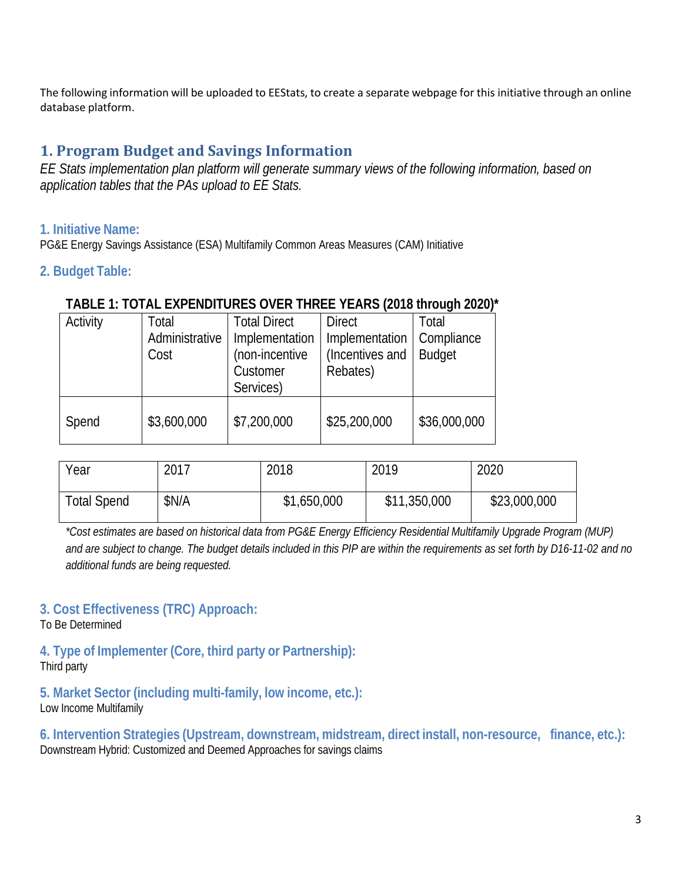The following information will be uploaded to EEStats, to create a separate webpage for this initiative through an online database platform.

## 1. Program Budget and Savings Information

*EE Stats implementation plan platform will generate summary views of the following information, based on application tables that the PAs upload to EE Stats.*

### 1. Initiative Name:

PG&E Energy Savings Assistance (ESA) Multifamily Common Areas Measures (CAM) Initiative

### 2. Budget Table:

**TABLE 1: TOTAL EXPENDITURES OVER THREE YEARS (2018 through 2020)***

| Activity | Total Administrative Cost | Total Direct Implementation (non-incentive Customer Services) | Direct Implementation (Incentives and Rebates) | Total Compliance Budget |
|---|---|---|---|---|
| Spend | $3,600,000 | $7,200,000 | $25,200,000 | $36,000,000 |

| Year | 2017 | 2018 | 2019 | 2020 |
|---|---|---|---|---|
| Total Spend | $N/A | $1,650,000 | $11,350,000 | $23,000,000 |

*\*Cost estimates are based on historical data from PG&E Energy Efficiency Residential Multifamily Upgrade Program (MUP) and are subject to change. The budget details included in this PIP are within the requirements as set forth by D16-11-02 and no additional funds are being requested.*

### 3. Cost Effectiveness (TRC) Approach:

To Be Determined

### 4. Type of Implementer (Core, third party or Partnership):

Third party

### 5. Market Sector (including multi-family, low income, etc.):

Low Income Multifamily

### 6. Intervention Strategies (Upstream, downstream, midstream, direct install, non-resource, finance, etc.):

Downstream Hybrid: Customized and Deemed Approaches for savings claims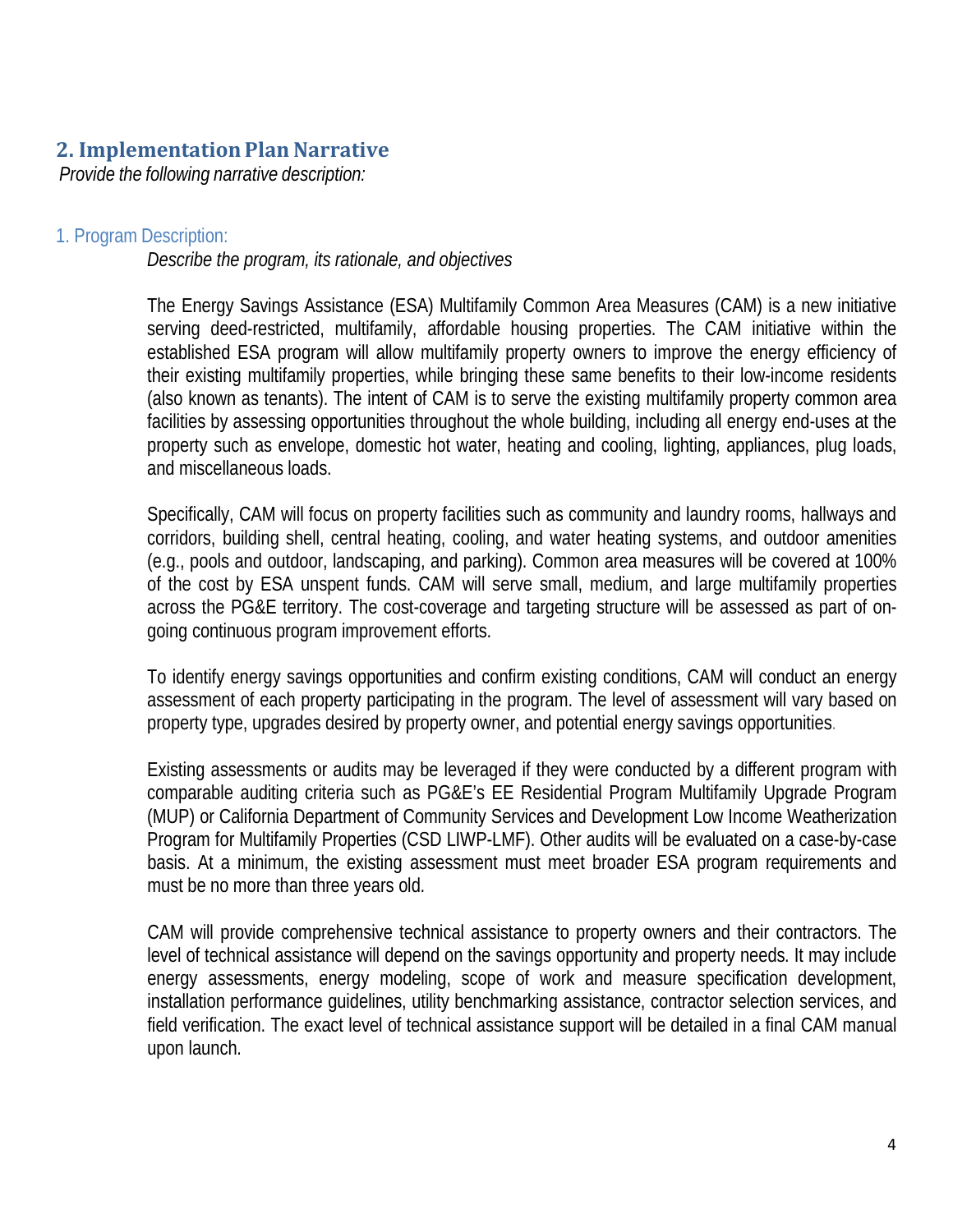## 2. Implementation Plan Narrative

*Provide the following narrative description:*

### 1. Program Description:

*Describe the program, its rationale, and objectives*

The Energy Savings Assistance (ESA) Multifamily Common Area Measures (CAM) is a new initiative serving deed-restricted, multifamily, affordable housing properties. The CAM initiative within the established ESA program will allow multifamily property owners to improve the energy efficiency of their existing multifamily properties, while bringing these same benefits to their low-income residents (also known as tenants). The intent of CAM is to serve the existing multifamily property common area facilities by assessing opportunities throughout the whole building, including all energy end-uses at the property such as envelope, domestic hot water, heating and cooling, lighting, appliances, plug loads, and miscellaneous loads.

Specifically, CAM will focus on property facilities such as community and laundry rooms, hallways and corridors, building shell, central heating, cooling, and water heating systems, and outdoor amenities (e.g., pools and outdoor, landscaping, and parking). Common area measures will be covered at 100% of the cost by ESA unspent funds. CAM will serve small, medium, and large multifamily properties across the PG&E territory. The cost-coverage and targeting structure will be assessed as part of on-going continuous program improvement efforts.

To identify energy savings opportunities and confirm existing conditions, CAM will conduct an energy assessment of each property participating in the program. The level of assessment will vary based on property type, upgrades desired by property owner, and potential energy savings opportunities.

Existing assessments or audits may be leveraged if they were conducted by a different program with comparable auditing criteria such as PG&E's EE Residential Program Multifamily Upgrade Program (MUP) or California Department of Community Services and Development Low Income Weatherization Program for Multifamily Properties (CSD LIWP-LMF). Other audits will be evaluated on a case-by-case basis. At a minimum, the existing assessment must meet broader ESA program requirements and must be no more than three years old.

CAM will provide comprehensive technical assistance to property owners and their contractors. The level of technical assistance will depend on the savings opportunity and property needs. It may include energy assessments, energy modeling, scope of work and measure specification development, installation performance guidelines, utility benchmarking assistance, contractor selection services, and field verification. The exact level of technical assistance support will be detailed in a final CAM manual upon launch.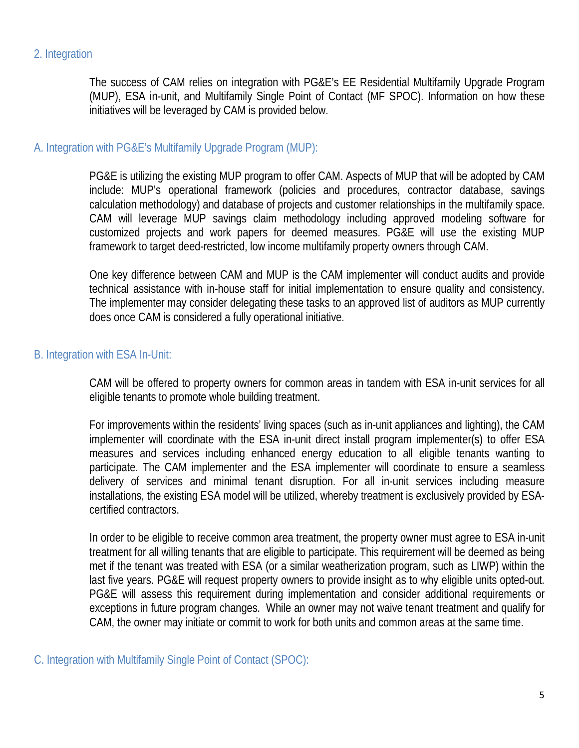## 2. Integration

The success of CAM relies on integration with PG&E's EE Residential Multifamily Upgrade Program (MUP), ESA in-unit, and Multifamily Single Point of Contact (MF SPOC). Information on how these initiatives will be leveraged by CAM is provided below.

### A. Integration with PG&E's Multifamily Upgrade Program (MUP):

PG&E is utilizing the existing MUP program to offer CAM. Aspects of MUP that will be adopted by CAM include: MUP's operational framework (policies and procedures, contractor database, savings calculation methodology) and database of projects and customer relationships in the multifamily space. CAM will leverage MUP savings claim methodology including approved modeling software for customized projects and work papers for deemed measures. PG&E will use the existing MUP framework to target deed-restricted, low income multifamily property owners through CAM.

One key difference between CAM and MUP is the CAM implementer will conduct audits and provide technical assistance with in-house staff for initial implementation to ensure quality and consistency. The implementer may consider delegating these tasks to an approved list of auditors as MUP currently does once CAM is considered a fully operational initiative.

### B. Integration with ESA In-Unit:

CAM will be offered to property owners for common areas in tandem with ESA in-unit services for all eligible tenants to promote whole building treatment.

For improvements within the residents' living spaces (such as in-unit appliances and lighting), the CAM implementer will coordinate with the ESA in-unit direct install program implementer(s) to offer ESA measures and services including enhanced energy education to all eligible tenants wanting to participate. The CAM implementer and the ESA implementer will coordinate to ensure a seamless delivery of services and minimal tenant disruption. For all in-unit services including measure installations, the existing ESA model will be utilized, whereby treatment is exclusively provided by ESA-certified contractors.

In order to be eligible to receive common area treatment, the property owner must agree to ESA in-unit treatment for all willing tenants that are eligible to participate. This requirement will be deemed as being met if the tenant was treated with ESA (or a similar weatherization program, such as LIWP) within the last five years. PG&E will request property owners to provide insight as to why eligible units opted-out. PG&E will assess this requirement during implementation and consider additional requirements or exceptions in future program changes. While an owner may not waive tenant treatment and qualify for CAM, the owner may initiate or commit to work for both units and common areas at the same time.

### C. Integration with Multifamily Single Point of Contact (SPOC):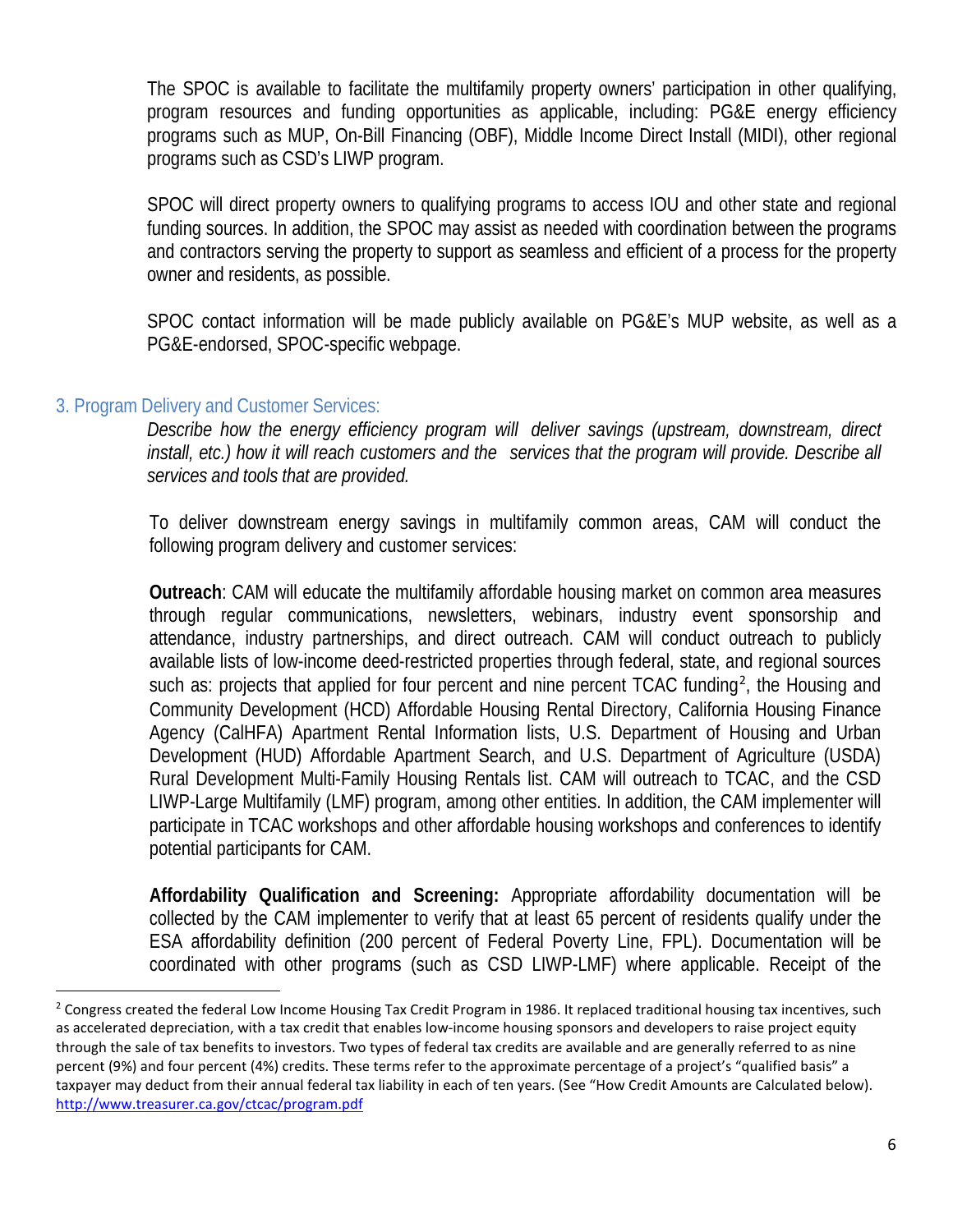The SPOC is available to facilitate the multifamily property owners' participation in other qualifying, program resources and funding opportunities as applicable, including: PG&E energy efficiency programs such as MUP, On-Bill Financing (OBF), Middle Income Direct Install (MIDI), other regional programs such as CSD's LIWP program.

SPOC will direct property owners to qualifying programs to access IOU and other state and regional funding sources. In addition, the SPOC may assist as needed with coordination between the programs and contractors serving the property to support as seamless and efficient of a process for the property owner and residents, as possible.

SPOC contact information will be made publicly available on PG&E's MUP website, as well as a PG&E-endorsed, SPOC-specific webpage.

### 3. Program Delivery and Customer Services:

*Describe how the energy efficiency program will deliver savings (upstream, downstream, direct install, etc.) how it will reach customers and the services that the program will provide. Describe all services and tools that are provided.*

To deliver downstream energy savings in multifamily common areas, CAM will conduct the following program delivery and customer services:

**Outreach**: CAM will educate the multifamily affordable housing market on common area measures through regular communications, newsletters, webinars, industry event sponsorship and attendance, industry partnerships, and direct outreach. CAM will conduct outreach to publicly available lists of low-income deed-restricted properties through federal, state, and regional sources such as: projects that applied for four percent and nine percent TCAC funding[2], the Housing and Community Development (HCD) Affordable Housing Rental Directory, California Housing Finance Agency (CalHFA) Apartment Rental Information lists, U.S. Department of Housing and Urban Development (HUD) Affordable Apartment Search, and U.S. Department of Agriculture (USDA) Rural Development Multi-Family Housing Rentals list. CAM will outreach to TCAC, and the CSD LIWP-Large Multifamily (LMF) program, among other entities. In addition, the CAM implementer will participate in TCAC workshops and other affordable housing workshops and conferences to identify potential participants for CAM.

**Affordability Qualification and Screening:** Appropriate affordability documentation will be collected by the CAM implementer to verify that at least 65 percent of residents qualify under the ESA affordability definition (200 percent of Federal Poverty Line, FPL). Documentation will be coordinated with other programs (such as CSD LIWP-LMF) where applicable. Receipt of the

[2] Congress created the federal Low Income Housing Tax Credit Program in 1986. It replaced traditional housing tax incentives, such as accelerated depreciation, with a tax credit that enables low-income housing sponsors and developers to raise project equity through the sale of tax benefits to investors. Two types of federal tax credits are available and are generally referred to as nine percent (9%) and four percent (4%) credits. These terms refer to the approximate percentage of a project's "qualified basis" a taxpayer may deduct from their annual federal tax liability in each of ten years. (See "How Credit Amounts are Calculated below). http://www.treasurer.ca.gov/ctcac/program.pdf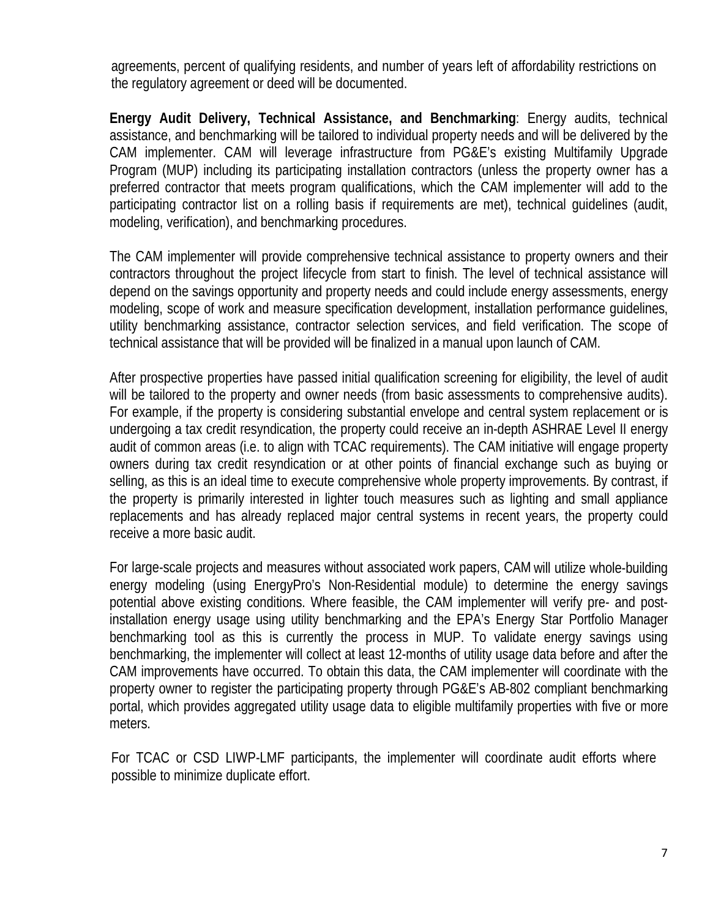agreements, percent of qualifying residents, and number of years left of affordability restrictions on the regulatory agreement or deed will be documented.

**Energy Audit Delivery, Technical Assistance, and Benchmarking**: Energy audits, technical assistance, and benchmarking will be tailored to individual property needs and will be delivered by the CAM implementer. CAM will leverage infrastructure from PG&E's existing Multifamily Upgrade Program (MUP) including its participating installation contractors (unless the property owner has a preferred contractor that meets program qualifications, which the CAM implementer will add to the participating contractor list on a rolling basis if requirements are met), technical guidelines (audit, modeling, verification), and benchmarking procedures.

The CAM implementer will provide comprehensive technical assistance to property owners and their contractors throughout the project lifecycle from start to finish. The level of technical assistance will depend on the savings opportunity and property needs and could include energy assessments, energy modeling, scope of work and measure specification development, installation performance guidelines, utility benchmarking assistance, contractor selection services, and field verification. The scope of technical assistance that will be provided will be finalized in a manual upon launch of CAM.

After prospective properties have passed initial qualification screening for eligibility, the level of audit will be tailored to the property and owner needs (from basic assessments to comprehensive audits). For example, if the property is considering substantial envelope and central system replacement or is undergoing a tax credit resyndication, the property could receive an in-depth ASHRAE Level II energy audit of common areas (i.e. to align with TCAC requirements). The CAM initiative will engage property owners during tax credit resyndication or at other points of financial exchange such as buying or selling, as this is an ideal time to execute comprehensive whole property improvements. By contrast, if the property is primarily interested in lighter touch measures such as lighting and small appliance replacements and has already replaced major central systems in recent years, the property could receive a more basic audit.

For large-scale projects and measures without associated work papers, CAM will utilize whole-building energy modeling (using EnergyPro's Non-Residential module) to determine the energy savings potential above existing conditions. Where feasible, the CAM implementer will verify pre- and post-installation energy usage using utility benchmarking and the EPA's Energy Star Portfolio Manager benchmarking tool as this is currently the process in MUP. To validate energy savings using benchmarking, the implementer will collect at least 12-months of utility usage data before and after the CAM improvements have occurred. To obtain this data, the CAM implementer will coordinate with the property owner to register the participating property through PG&E's AB-802 compliant benchmarking portal, which provides aggregated utility usage data to eligible multifamily properties with five or more meters.

For TCAC or CSD LIWP-LMF participants, the implementer will coordinate audit efforts where possible to minimize duplicate effort.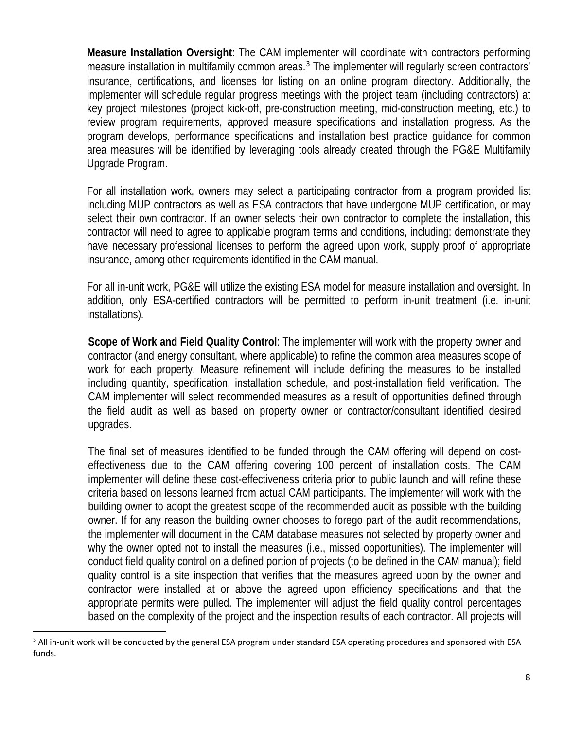**Measure Installation Oversight**: The CAM implementer will coordinate with contractors performing measure installation in multifamily common areas.[3] The implementer will regularly screen contractors' insurance, certifications, and licenses for listing on an online program directory. Additionally, the implementer will schedule regular progress meetings with the project team (including contractors) at key project milestones (project kick-off, pre-construction meeting, mid-construction meeting, etc.) to review program requirements, approved measure specifications and installation progress. As the program develops, performance specifications and installation best practice guidance for common area measures will be identified by leveraging tools already created through the PG&E Multifamily Upgrade Program.

For all installation work, owners may select a participating contractor from a program provided list including MUP contractors as well as ESA contractors that have undergone MUP certification, or may select their own contractor. If an owner selects their own contractor to complete the installation, this contractor will need to agree to applicable program terms and conditions, including: demonstrate they have necessary professional licenses to perform the agreed upon work, supply proof of appropriate insurance, among other requirements identified in the CAM manual.

For all in-unit work, PG&E will utilize the existing ESA model for measure installation and oversight. In addition, only ESA-certified contractors will be permitted to perform in-unit treatment (i.e. in-unit installations).

**Scope of Work and Field Quality Control**: The implementer will work with the property owner and contractor (and energy consultant, where applicable) to refine the common area measures scope of work for each property. Measure refinement will include defining the measures to be installed including quantity, specification, installation schedule, and post-installation field verification. The CAM implementer will select recommended measures as a result of opportunities defined through the field audit as well as based on property owner or contractor/consultant identified desired upgrades.

The final set of measures identified to be funded through the CAM offering will depend on cost-effectiveness due to the CAM offering covering 100 percent of installation costs. The CAM implementer will define these cost-effectiveness criteria prior to public launch and will refine these criteria based on lessons learned from actual CAM participants. The implementer will work with the building owner to adopt the greatest scope of the recommended audit as possible with the building owner. If for any reason the building owner chooses to forego part of the audit recommendations, the implementer will document in the CAM database measures not selected by property owner and why the owner opted not to install the measures (i.e., missed opportunities). The implementer will conduct field quality control on a defined portion of projects (to be defined in the CAM manual); field quality control is a site inspection that verifies that the measures agreed upon by the owner and contractor were installed at or above the agreed upon efficiency specifications and that the appropriate permits were pulled. The implementer will adjust the field quality control percentages based on the complexity of the project and the inspection results of each contractor. All projects will

[3] All in-unit work will be conducted by the general ESA program under standard ESA operating procedures and sponsored with ESA funds.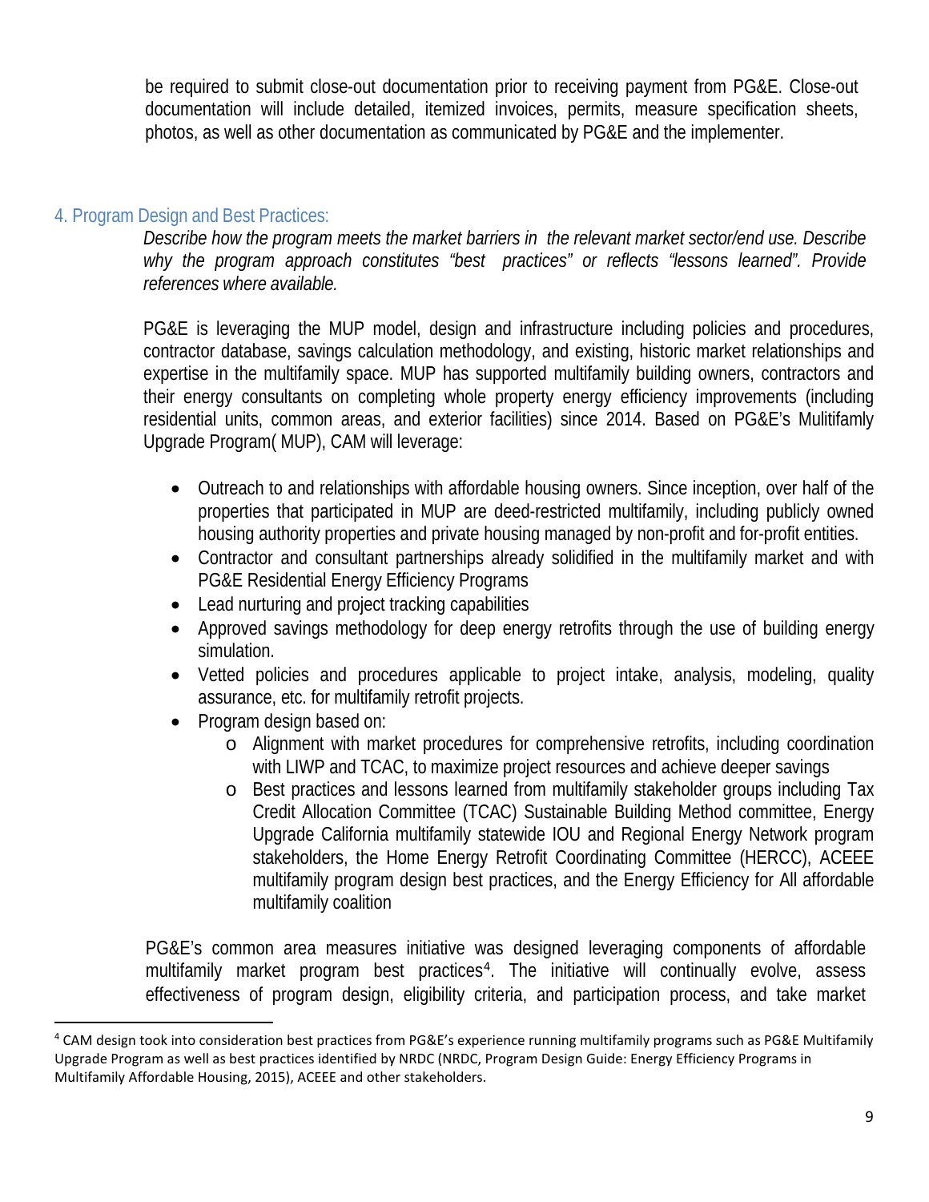be required to submit close-out documentation prior to receiving payment from PG&E. Close-out documentation will include detailed, itemized invoices, permits, measure specification sheets, photos, as well as other documentation as communicated by PG&E and the implementer.

## 4. Program Design and Best Practices:

*Describe how the program meets the market barriers in the relevant market sector/end use. Describe why the program approach constitutes "best practices" or reflects "lessons learned". Provide references where available.*

PG&E is leveraging the MUP model, design and infrastructure including policies and procedures, contractor database, savings calculation methodology, and existing, historic market relationships and expertise in the multifamily space. MUP has supported multifamily building owners, contractors and their energy consultants on completing whole property energy efficiency improvements (including residential units, common areas, and exterior facilities) since 2014. Based on PG&E's Mulitifamly Upgrade Program( MUP), CAM will leverage:

- Outreach to and relationships with affordable housing owners. Since inception, over half of the properties that participated in MUP are deed-restricted multifamily, including publicly owned housing authority properties and private housing managed by non-profit and for-profit entities.
- Contractor and consultant partnerships already solidified in the multifamily market and with PG&E Residential Energy Efficiency Programs
- Lead nurturing and project tracking capabilities
- Approved savings methodology for deep energy retrofits through the use of building energy simulation.
- Vetted policies and procedures applicable to project intake, analysis, modeling, quality assurance, etc. for multifamily retrofit projects.
- Program design based on:
  - Alignment with market procedures for comprehensive retrofits, including coordination with LIWP and TCAC, to maximize project resources and achieve deeper savings
  - Best practices and lessons learned from multifamily stakeholder groups including Tax Credit Allocation Committee (TCAC) Sustainable Building Method committee, Energy Upgrade California multifamily statewide IOU and Regional Energy Network program stakeholders, the Home Energy Retrofit Coordinating Committee (HERCC), ACEEE multifamily program design best practices, and the Energy Efficiency for All affordable multifamily coalition

PG&E's common area measures initiative was designed leveraging components of affordable multifamily market program best practices[4]. The initiative will continually evolve, assess effectiveness of program design, eligibility criteria, and participation process, and take market

[4] CAM design took into consideration best practices from PG&E's experience running multifamily programs such as PG&E Multifamily Upgrade Program as well as best practices identified by NRDC (NRDC, Program Design Guide: Energy Efficiency Programs in Multifamily Affordable Housing, 2015), ACEEE and other stakeholders.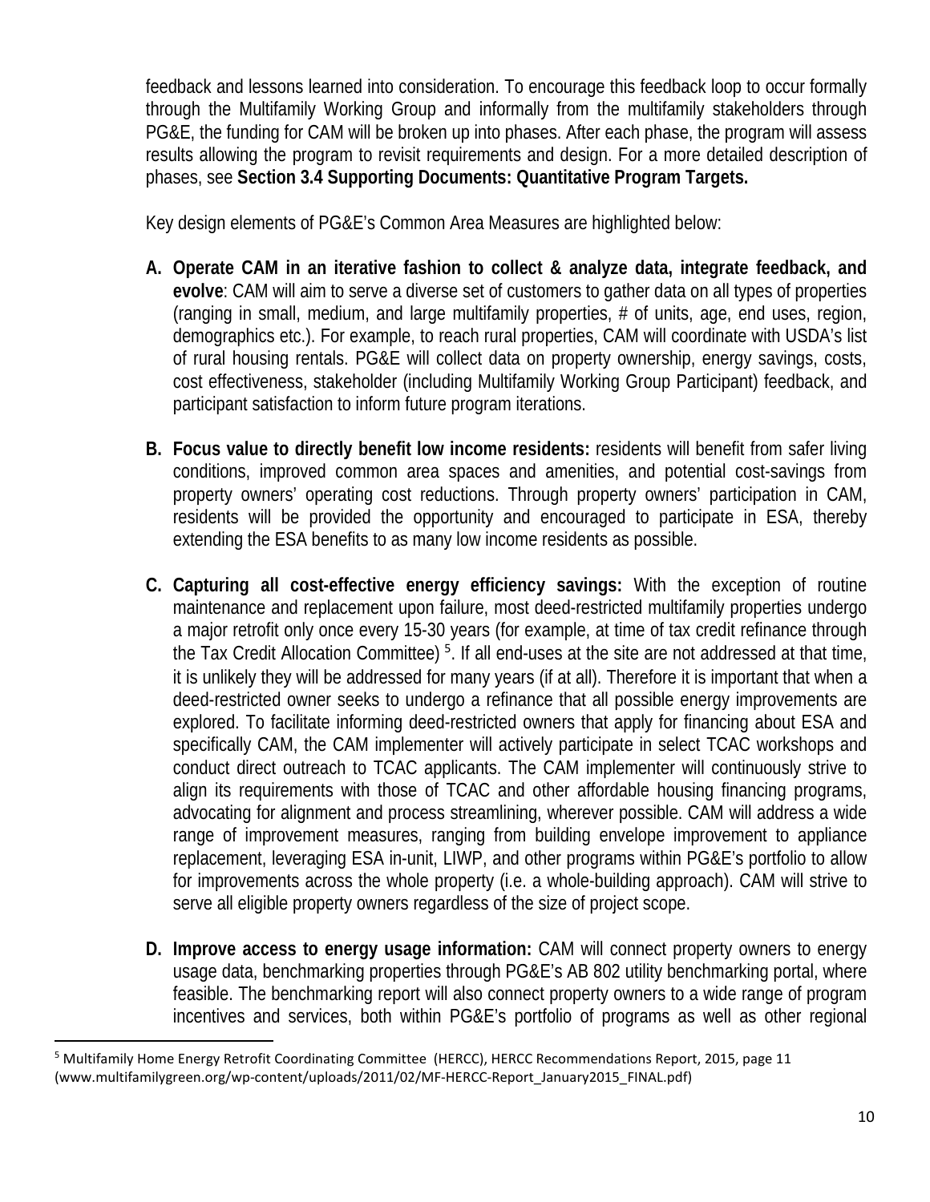feedback and lessons learned into consideration. To encourage this feedback loop to occur formally through the Multifamily Working Group and informally from the multifamily stakeholders through PG&E, the funding for CAM will be broken up into phases. After each phase, the program will assess results allowing the program to revisit requirements and design. For a more detailed description of phases, see **Section 3.4 Supporting Documents: Quantitative Program Targets.**

Key design elements of PG&E's Common Area Measures are highlighted below:

A. **Operate CAM in an iterative fashion to collect & analyze data, integrate feedback, and evolve**: CAM will aim to serve a diverse set of customers to gather data on all types of properties (ranging in small, medium, and large multifamily properties, # of units, age, end uses, region, demographics etc.). For example, to reach rural properties, CAM will coordinate with USDA's list of rural housing rentals. PG&E will collect data on property ownership, energy savings, costs, cost effectiveness, stakeholder (including Multifamily Working Group Participant) feedback, and participant satisfaction to inform future program iterations.

B. **Focus value to directly benefit low income residents:** residents will benefit from safer living conditions, improved common area spaces and amenities, and potential cost-savings from property owners' operating cost reductions. Through property owners' participation in CAM, residents will be provided the opportunity and encouraged to participate in ESA, thereby extending the ESA benefits to as many low income residents as possible.

C. **Capturing all cost-effective energy efficiency savings:** With the exception of routine maintenance and replacement upon failure, most deed-restricted multifamily properties undergo a major retrofit only once every 15-30 years (for example, at time of tax credit refinance through the Tax Credit Allocation Committee) [5]. If all end-uses at the site are not addressed at that time, it is unlikely they will be addressed for many years (if at all). Therefore it is important that when a deed-restricted owner seeks to undergo a refinance that all possible energy improvements are explored. To facilitate informing deed-restricted owners that apply for financing about ESA and specifically CAM, the CAM implementer will actively participate in select TCAC workshops and conduct direct outreach to TCAC applicants. The CAM implementer will continuously strive to align its requirements with those of TCAC and other affordable housing financing programs, advocating for alignment and process streamlining, wherever possible. CAM will address a wide range of improvement measures, ranging from building envelope improvement to appliance replacement, leveraging ESA in-unit, LIWP, and other programs within PG&E's portfolio to allow for improvements across the whole property (i.e. a whole-building approach). CAM will strive to serve all eligible property owners regardless of the size of project scope.

D. **Improve access to energy usage information:** CAM will connect property owners to energy usage data, benchmarking properties through PG&E's AB 802 utility benchmarking portal, where feasible. The benchmarking report will also connect property owners to a wide range of program incentives and services, both within PG&E's portfolio of programs as well as other regional

---

[5] Multifamily Home Energy Retrofit Coordinating Committee (HERCC), HERCC Recommendations Report, 2015, page 11 (www.multifamilygreen.org/wp-content/uploads/2011/02/MF-HERCC-Report_January2015_FINAL.pdf)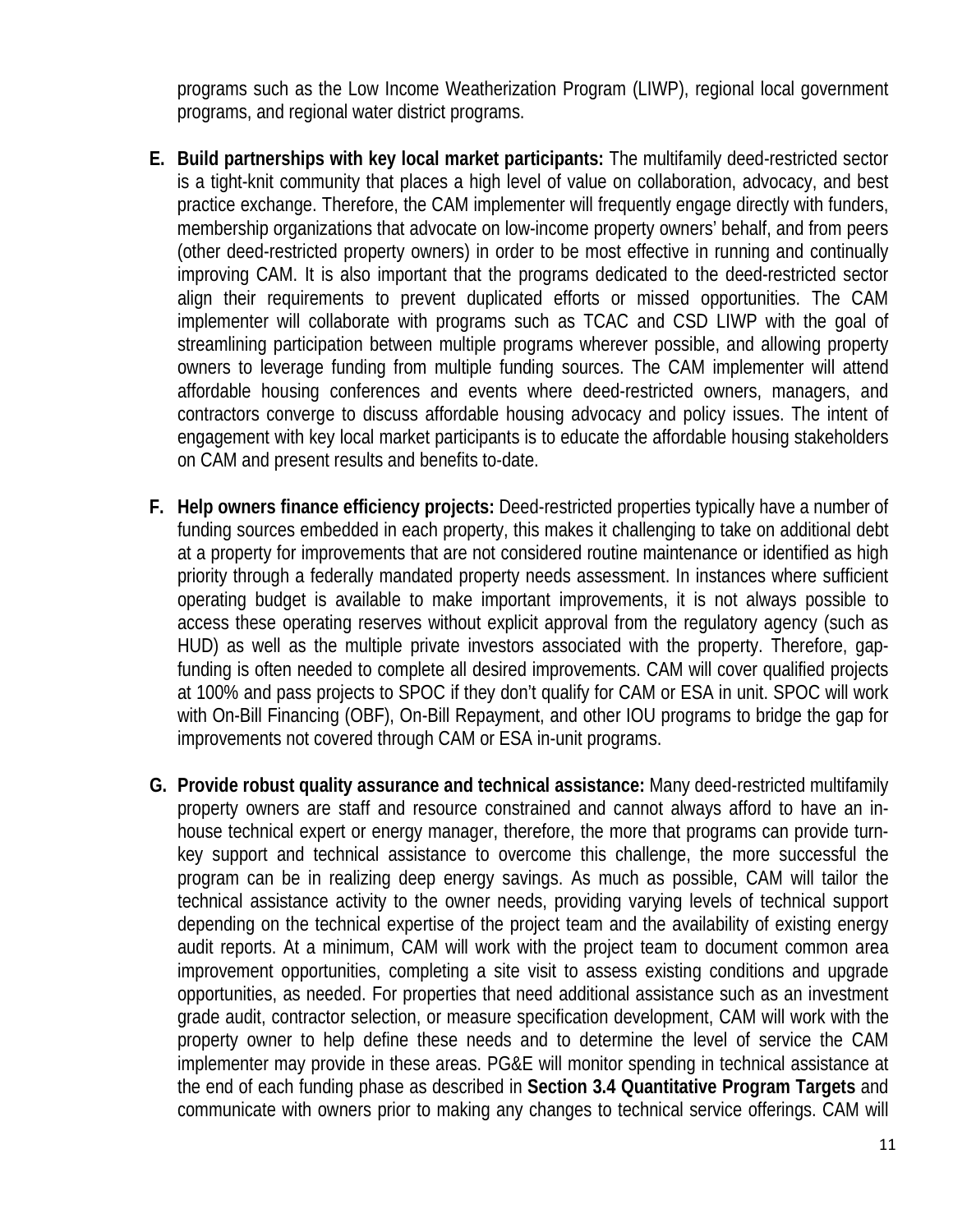programs such as the Low Income Weatherization Program (LIWP), regional local government programs, and regional water district programs.

E. **Build partnerships with key local market participants:** The multifamily deed-restricted sector is a tight-knit community that places a high level of value on collaboration, advocacy, and best practice exchange. Therefore, the CAM implementer will frequently engage directly with funders, membership organizations that advocate on low-income property owners' behalf, and from peers (other deed-restricted property owners) in order to be most effective in running and continually improving CAM. It is also important that the programs dedicated to the deed-restricted sector align their requirements to prevent duplicated efforts or missed opportunities. The CAM implementer will collaborate with programs such as TCAC and CSD LIWP with the goal of streamlining participation between multiple programs wherever possible, and allowing property owners to leverage funding from multiple funding sources. The CAM implementer will attend affordable housing conferences and events where deed-restricted owners, managers, and contractors converge to discuss affordable housing advocacy and policy issues. The intent of engagement with key local market participants is to educate the affordable housing stakeholders on CAM and present results and benefits to-date.

F. **Help owners finance efficiency projects:** Deed-restricted properties typically have a number of funding sources embedded in each property, this makes it challenging to take on additional debt at a property for improvements that are not considered routine maintenance or identified as high priority through a federally mandated property needs assessment. In instances where sufficient operating budget is available to make important improvements, it is not always possible to access these operating reserves without explicit approval from the regulatory agency (such as HUD) as well as the multiple private investors associated with the property. Therefore, gap-funding is often needed to complete all desired improvements. CAM will cover qualified projects at 100% and pass projects to SPOC if they don't qualify for CAM or ESA in unit. SPOC will work with On-Bill Financing (OBF), On-Bill Repayment, and other IOU programs to bridge the gap for improvements not covered through CAM or ESA in-unit programs.

G. **Provide robust quality assurance and technical assistance:** Many deed-restricted multifamily property owners are staff and resource constrained and cannot always afford to have an in-house technical expert or energy manager, therefore, the more that programs can provide turn-key support and technical assistance to overcome this challenge, the more successful the program can be in realizing deep energy savings. As much as possible, CAM will tailor the technical assistance activity to the owner needs, providing varying levels of technical support depending on the technical expertise of the project team and the availability of existing energy audit reports. At a minimum, CAM will work with the project team to document common area improvement opportunities, completing a site visit to assess existing conditions and upgrade opportunities, as needed. For properties that need additional assistance such as an investment grade audit, contractor selection, or measure specification development, CAM will work with the property owner to help define these needs and to determine the level of service the CAM implementer may provide in these areas. PG&E will monitor spending in technical assistance at the end of each funding phase as described in **Section 3.4 Quantitative Program Targets** and communicate with owners prior to making any changes to technical service offerings. CAM will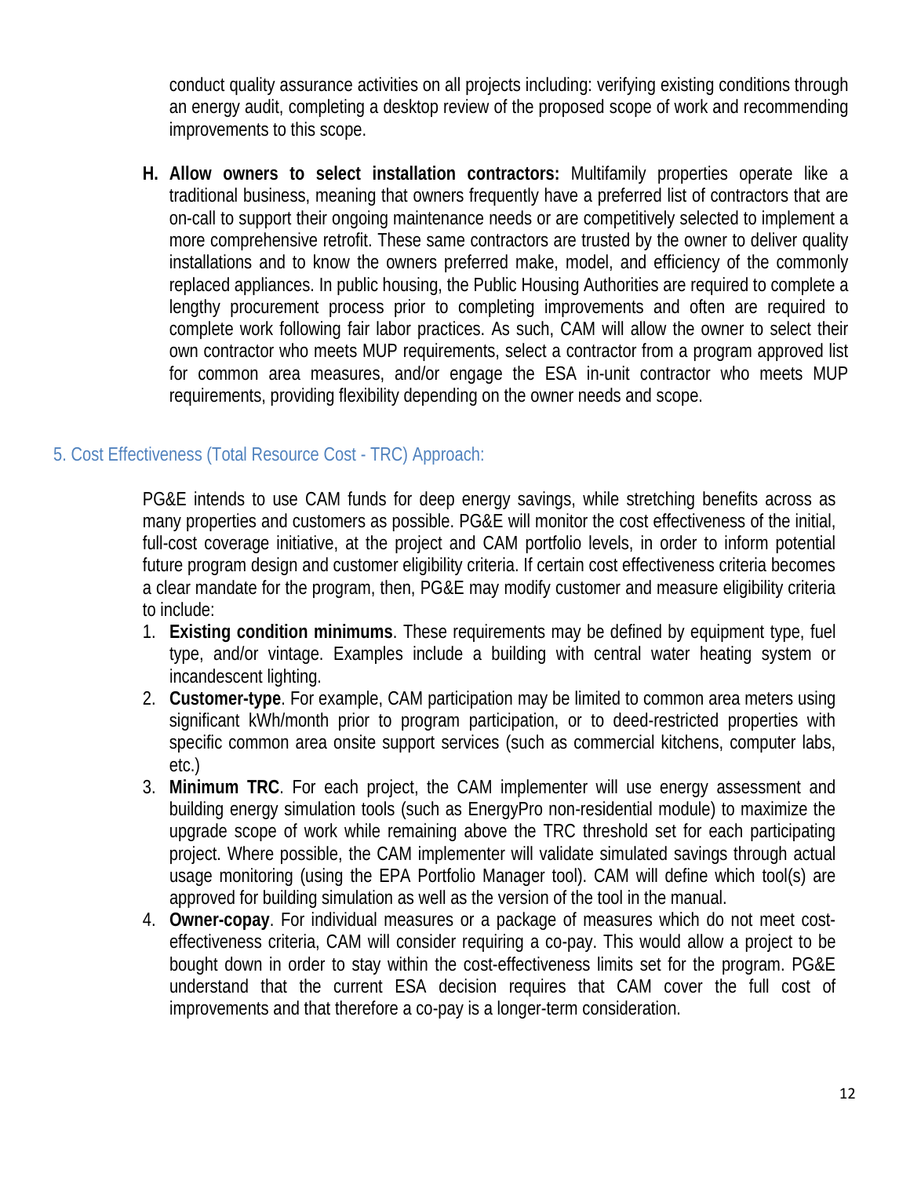conduct quality assurance activities on all projects including: verifying existing conditions through an energy audit, completing a desktop review of the proposed scope of work and recommending improvements to this scope.

H. **Allow owners to select installation contractors:** Multifamily properties operate like a traditional business, meaning that owners frequently have a preferred list of contractors that are on-call to support their ongoing maintenance needs or are competitively selected to implement a more comprehensive retrofit. These same contractors are trusted by the owner to deliver quality installations and to know the owners preferred make, model, and efficiency of the commonly replaced appliances. In public housing, the Public Housing Authorities are required to complete a lengthy procurement process prior to completing improvements and often are required to complete work following fair labor practices. As such, CAM will allow the owner to select their own contractor who meets MUP requirements, select a contractor from a program approved list for common area measures, and/or engage the ESA in-unit contractor who meets MUP requirements, providing flexibility depending on the owner needs and scope.

## 5. Cost Effectiveness (Total Resource Cost - TRC) Approach:

PG&E intends to use CAM funds for deep energy savings, while stretching benefits across as many properties and customers as possible. PG&E will monitor the cost effectiveness of the initial, full-cost coverage initiative, at the project and CAM portfolio levels, in order to inform potential future program design and customer eligibility criteria. If certain cost effectiveness criteria becomes a clear mandate for the program, then, PG&E may modify customer and measure eligibility criteria to include:

1. **Existing condition minimums**. These requirements may be defined by equipment type, fuel type, and/or vintage. Examples include a building with central water heating system or incandescent lighting.
2. **Customer-type**. For example, CAM participation may be limited to common area meters using significant kWh/month prior to program participation, or to deed-restricted properties with specific common area onsite support services (such as commercial kitchens, computer labs, etc.)
3. **Minimum TRC**. For each project, the CAM implementer will use energy assessment and building energy simulation tools (such as EnergyPro non-residential module) to maximize the upgrade scope of work while remaining above the TRC threshold set for each participating project. Where possible, the CAM implementer will validate simulated savings through actual usage monitoring (using the EPA Portfolio Manager tool). CAM will define which tool(s) are approved for building simulation as well as the version of the tool in the manual.
4. **Owner-copay**. For individual measures or a package of measures which do not meet cost-effectiveness criteria, CAM will consider requiring a co-pay. This would allow a project to be bought down in order to stay within the cost-effectiveness limits set for the program. PG&E understand that the current ESA decision requires that CAM cover the full cost of improvements and that therefore a co-pay is a longer-term consideration.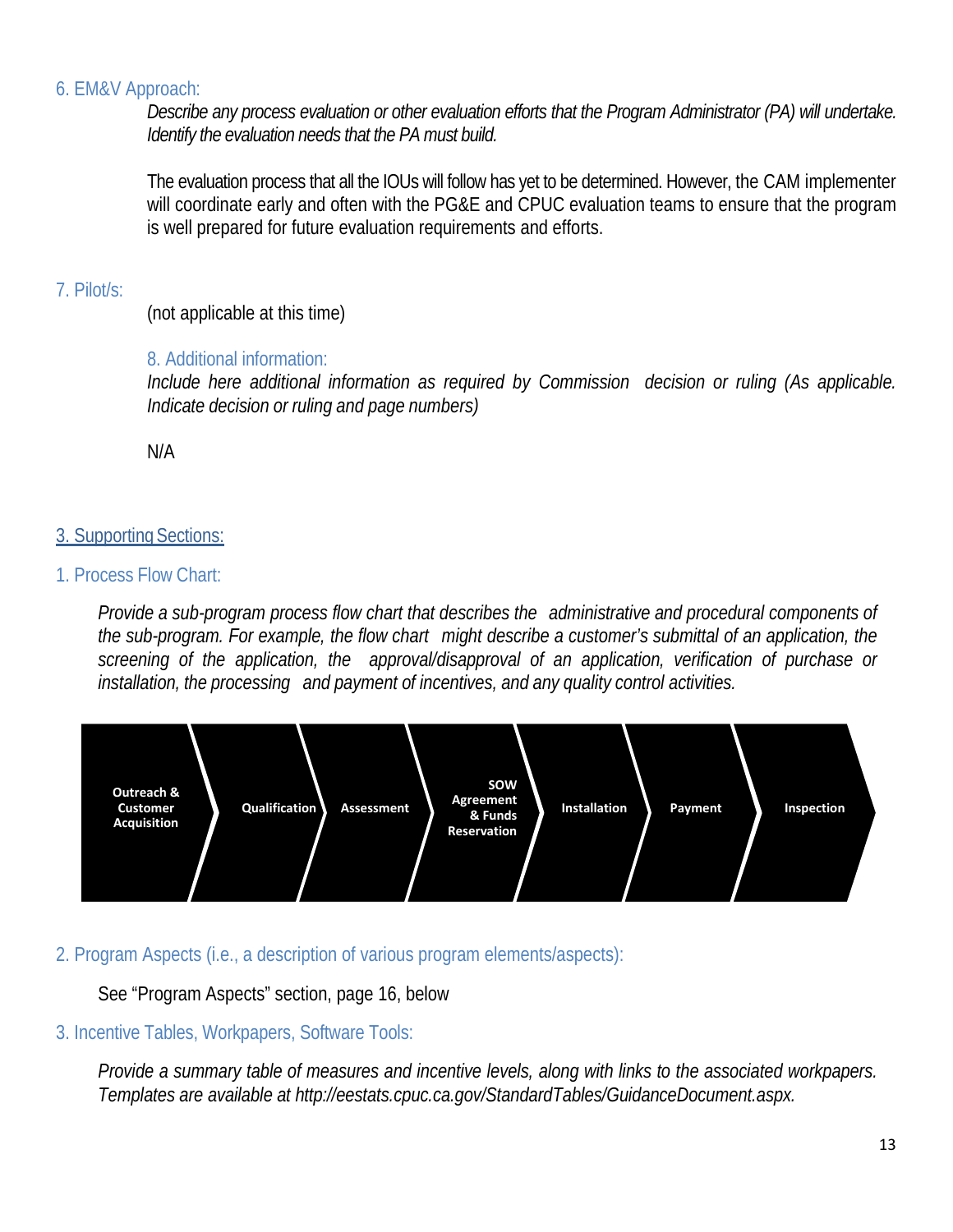### 6. EM&V Approach:

*Describe any process evaluation or other evaluation efforts that the Program Administrator (PA) will undertake. Identify the evaluation needs that the PA must build.*

The evaluation process that all the IOUs will follow has yet to be determined. However, the CAM implementer will coordinate early and often with the PG&E and CPUC evaluation teams to ensure that the program is well prepared for future evaluation requirements and efforts.

### 7. Pilot/s:

(not applicable at this time)

### 8. Additional information:

*Include here additional information as required by Commission decision or ruling (As applicable. Indicate decision or ruling and page numbers)*

N/A

## 3. Supporting Sections:

### 1. Process Flow Chart:

*Provide a sub-program process flow chart that describes the administrative and procedural components of the sub-program. For example, the flow chart might describe a customer's submittal of an application, the screening of the application, the approval/disapproval of an application, verification of purchase or installation, the processing and payment of incentives, and any quality control activities.*

**Outreach & Customer Acquisition** → **Qualification** → **Assessment** → **SOW Agreement & Funds Reservation** → **Installation** → **Payment** → **Inspection**

### 2. Program Aspects (i.e., a description of various program elements/aspects):

See "Program Aspects" section, page 16, below

### 3. Incentive Tables, Workpapers, Software Tools:

*Provide a summary table of measures and incentive levels, along with links to the associated workpapers. Templates are available at http://eestats.cpuc.ca.gov/StandardTables/GuidanceDocument.aspx.*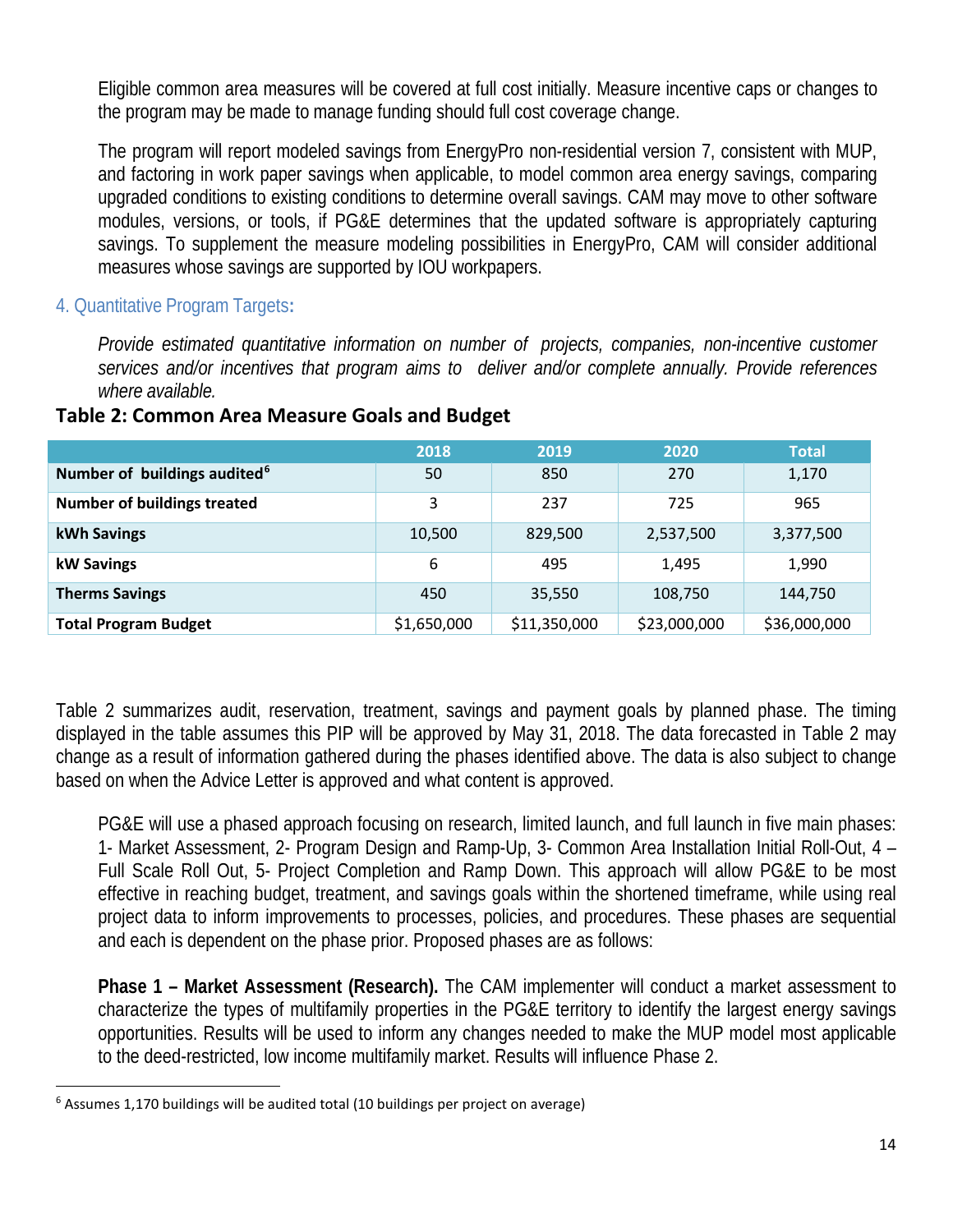Eligible common area measures will be covered at full cost initially. Measure incentive caps or changes to the program may be made to manage funding should full cost coverage change.

The program will report modeled savings from EnergyPro non-residential version 7, consistent with MUP, and factoring in work paper savings when applicable, to model common area energy savings, comparing upgraded conditions to existing conditions to determine overall savings. CAM may move to other software modules, versions, or tools, if PG&E determines that the updated software is appropriately capturing savings. To supplement the measure modeling possibilities in EnergyPro, CAM will consider additional measures whose savings are supported by IOU workpapers.

### 4. Quantitative Program Targets:

*Provide estimated quantitative information on number of projects, companies, non-incentive customer services and/or incentives that program aims to deliver and/or complete annually. Provide references where available.*

**Table 2: Common Area Measure Goals and Budget**

| | 2018 | 2019 | 2020 | Total |
|---|---|---|---|---|
| **Number of buildings audited**[6] | 50 | 850 | 270 | 1,170 |
| **Number of buildings treated** | 3 | 237 | 725 | 965 |
| **kWh Savings** | 10,500 | 829,500 | 2,537,500 | 3,377,500 |
| **kW Savings** | 6 | 495 | 1,495 | 1,990 |
| **Therms Savings** | 450 | 35,550 | 108,750 | 144,750 |
| **Total Program Budget** | $1,650,000 | $11,350,000 | $23,000,000 | $36,000,000 |

Table 2 summarizes audit, reservation, treatment, savings and payment goals by planned phase. The timing displayed in the table assumes this PIP will be approved by May 31, 2018. The data forecasted in Table 2 may change as a result of information gathered during the phases identified above. The data is also subject to change based on when the Advice Letter is approved and what content is approved.

PG&E will use a phased approach focusing on research, limited launch, and full launch in five main phases: 1- Market Assessment, 2- Program Design and Ramp-Up, 3- Common Area Installation Initial Roll-Out, 4 – Full Scale Roll Out, 5- Project Completion and Ramp Down. This approach will allow PG&E to be most effective in reaching budget, treatment, and savings goals within the shortened timeframe, while using real project data to inform improvements to processes, policies, and procedures. These phases are sequential and each is dependent on the phase prior. Proposed phases are as follows:

**Phase 1 – Market Assessment (Research).** The CAM implementer will conduct a market assessment to characterize the types of multifamily properties in the PG&E territory to identify the largest energy savings opportunities. Results will be used to inform any changes needed to make the MUP model most applicable to the deed-restricted, low income multifamily market. Results will influence Phase 2.

[6] Assumes 1,170 buildings will be audited total (10 buildings per project on average)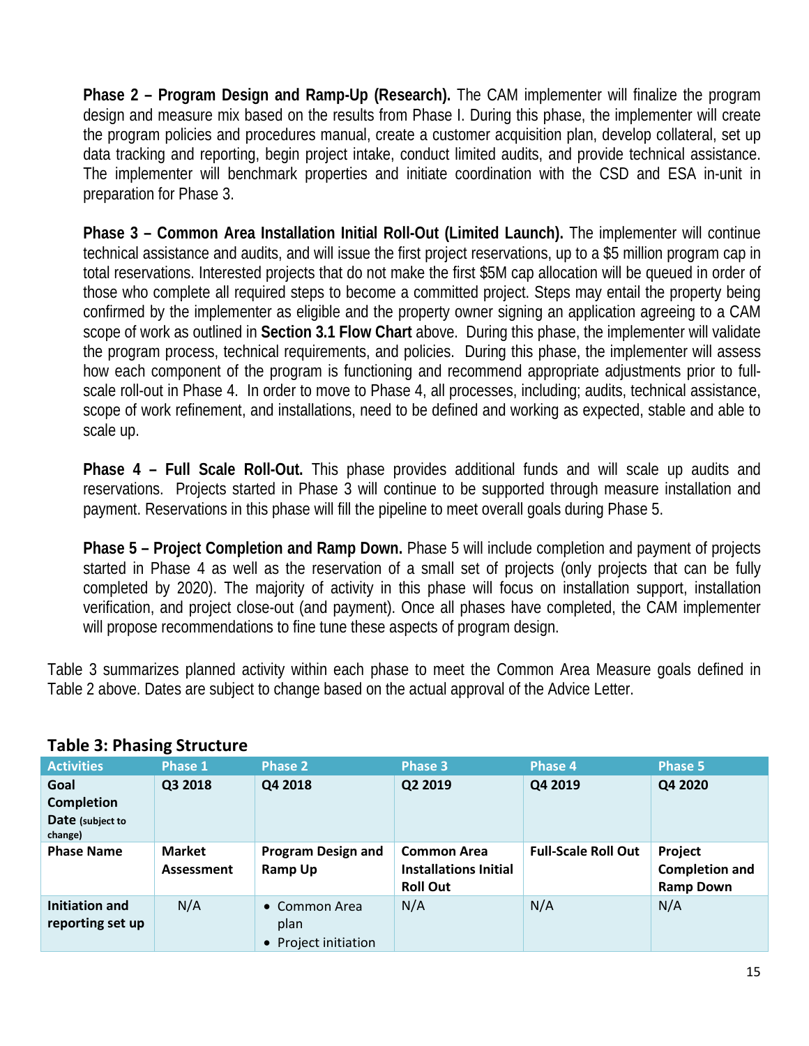**Phase 2 – Program Design and Ramp-Up (Research).** The CAM implementer will finalize the program design and measure mix based on the results from Phase I. During this phase, the implementer will create the program policies and procedures manual, create a customer acquisition plan, develop collateral, set up data tracking and reporting, begin project intake, conduct limited audits, and provide technical assistance. The implementer will benchmark properties and initiate coordination with the CSD and ESA in-unit in preparation for Phase 3.

**Phase 3 – Common Area Installation Initial Roll-Out (Limited Launch).** The implementer will continue technical assistance and audits, and will issue the first project reservations, up to a $5 million program cap in total reservations. Interested projects that do not make the first $5M cap allocation will be queued in order of those who complete all required steps to become a committed project. Steps may entail the property being confirmed by the implementer as eligible and the property owner signing an application agreeing to a CAM scope of work as outlined in **Section 3.1 Flow Chart** above. During this phase, the implementer will validate the program process, technical requirements, and policies. During this phase, the implementer will assess how each component of the program is functioning and recommend appropriate adjustments prior to full-scale roll-out in Phase 4. In order to move to Phase 4, all processes, including; audits, technical assistance, scope of work refinement, and installations, need to be defined and working as expected, stable and able to scale up.

**Phase 4 – Full Scale Roll-Out.** This phase provides additional funds and will scale up audits and reservations. Projects started in Phase 3 will continue to be supported through measure installation and payment. Reservations in this phase will fill the pipeline to meet overall goals during Phase 5.

**Phase 5 – Project Completion and Ramp Down.** Phase 5 will include completion and payment of projects started in Phase 4 as well as the reservation of a small set of projects (only projects that can be fully completed by 2020). The majority of activity in this phase will focus on installation support, installation verification, and project close-out (and payment). Once all phases have completed, the CAM implementer will propose recommendations to fine tune these aspects of program design.

Table 3 summarizes planned activity within each phase to meet the Common Area Measure goals defined in Table 2 above. Dates are subject to change based on the actual approval of the Advice Letter.

**Table 3: Phasing Structure**

| Activities | Phase 1 | Phase 2 | Phase 3 | Phase 4 | Phase 5 |
|---|---|---|---|---|---|
| **Goal Completion Date** (subject to change) | **Q3 2018** | **Q4 2018** | **Q2 2019** | **Q4 2019** | **Q4 2020** |
| **Phase Name** | **Market Assessment** | **Program Design and Ramp Up** | **Common Area Installations Initial Roll Out** | **Full-Scale Roll Out** | **Project Completion and Ramp Down** |
| **Initiation and reporting set up** | N/A | • Common Area plan<br>• Project initiation | N/A | N/A | N/A |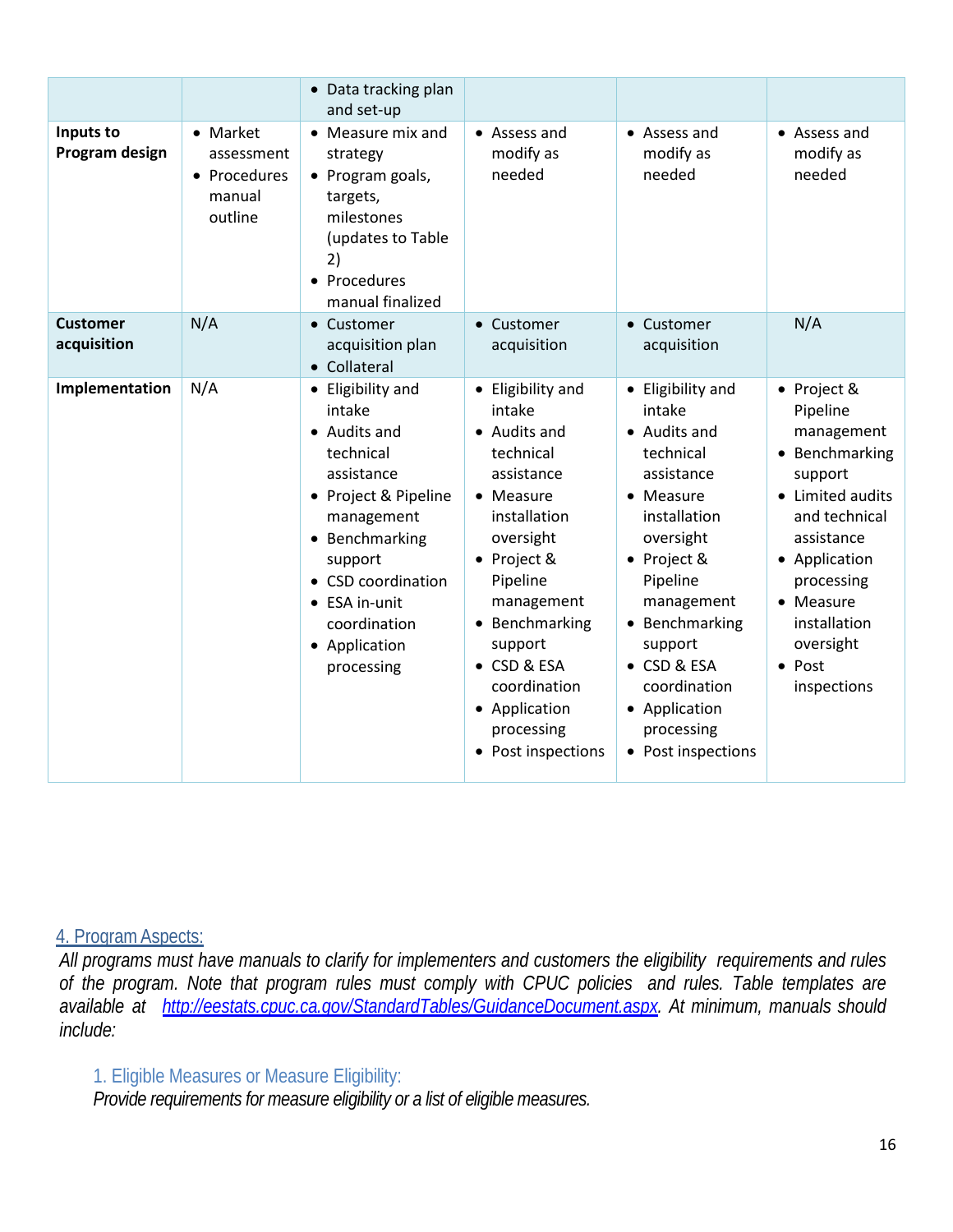| | | | | | |
|---|---|---|---|---|---|
| | | • Data tracking plan and set-up | | | |
| **Inputs to Program design** | • Market assessment<br>• Procedures manual outline | • Measure mix and strategy<br>• Program goals, targets, milestones (updates to Table 2)<br>• Procedures manual finalized | • Assess and modify as needed | • Assess and modify as needed | • Assess and modify as needed |
| **Customer acquisition** | N/A | • Customer acquisition plan<br>• Collateral | • Customer acquisition | • Customer acquisition | N/A |
| **Implementation** | N/A | • Eligibility and intake<br>• Audits and technical assistance<br>• Project & Pipeline management<br>• Benchmarking support<br>• CSD coordination<br>• ESA in-unit coordination<br>• Application processing | • Eligibility and intake<br>• Audits and technical assistance<br>• Measure installation oversight<br>• Project & Pipeline management<br>• Benchmarking support<br>• CSD & ESA coordination<br>• Application processing<br>• Post inspections | • Eligibility and intake<br>• Audits and technical assistance<br>• Measure installation oversight<br>• Project & Pipeline management<br>• Benchmarking support<br>• CSD & ESA coordination<br>• Application processing<br>• Post inspections | • Project & Pipeline management<br>• Benchmarking support<br>• Limited audits and technical assistance<br>• Application processing<br>• Measure installation oversight<br>• Post inspections |

## 4. Program Aspects:

*All programs must have manuals to clarify for implementers and customers the eligibility requirements and rules of the program. Note that program rules must comply with CPUC policies and rules. Table templates are available at http://eestats.cpuc.ca.gov/StandardTables/GuidanceDocument.aspx. At minimum, manuals should include:*

### 1. Eligible Measures or Measure Eligibility:

*Provide requirements for measure eligibility or a list of eligible measures.*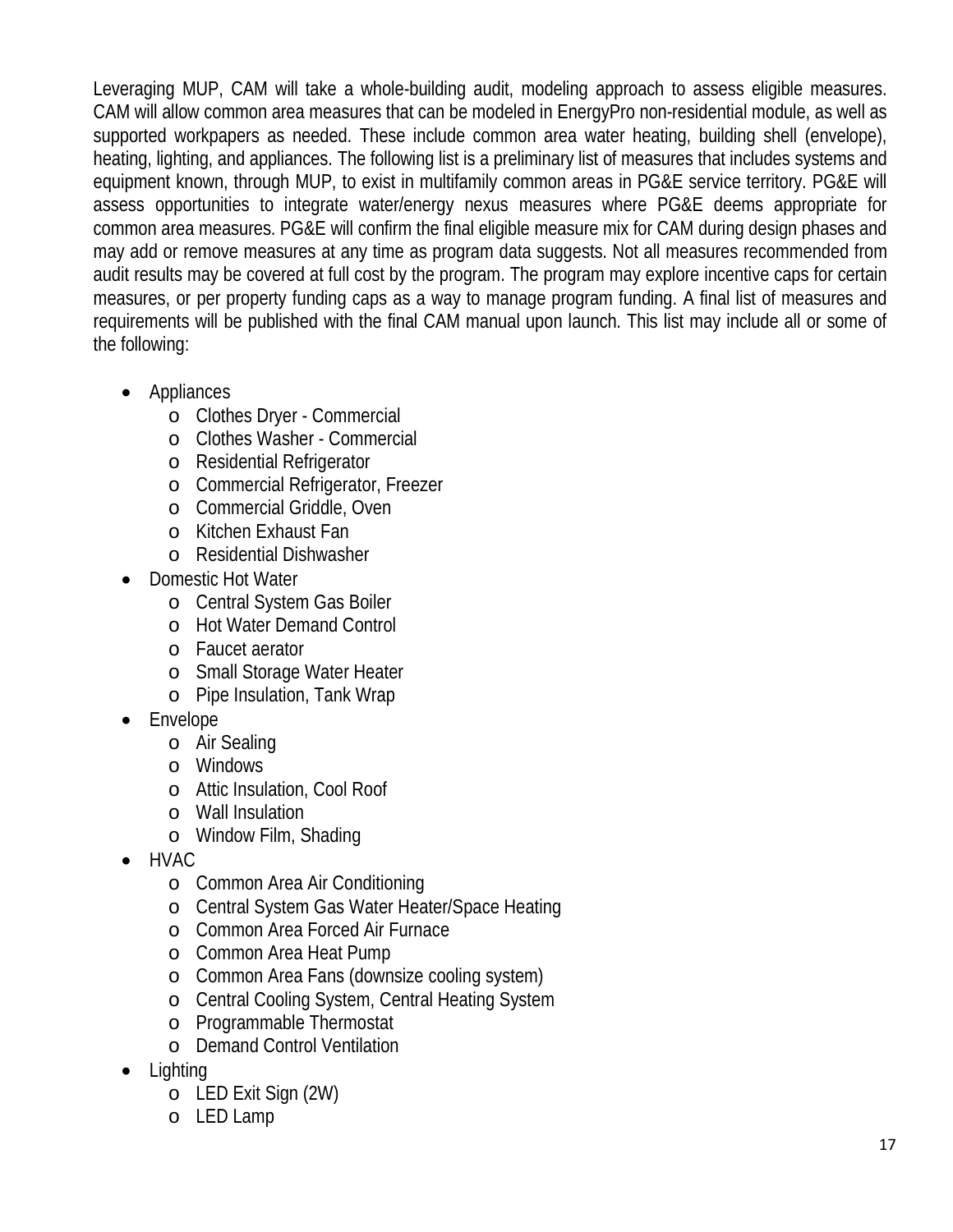Leveraging MUP, CAM will take a whole-building audit, modeling approach to assess eligible measures. CAM will allow common area measures that can be modeled in EnergyPro non-residential module, as well as supported workpapers as needed. These include common area water heating, building shell (envelope), heating, lighting, and appliances. The following list is a preliminary list of measures that includes systems and equipment known, through MUP, to exist in multifamily common areas in PG&E service territory. PG&E will assess opportunities to integrate water/energy nexus measures where PG&E deems appropriate for common area measures. PG&E will confirm the final eligible measure mix for CAM during design phases and may add or remove measures at any time as program data suggests. Not all measures recommended from audit results may be covered at full cost by the program. The program may explore incentive caps for certain measures, or per property funding caps as a way to manage program funding. A final list of measures and requirements will be published with the final CAM manual upon launch. This list may include all or some of the following:

- Appliances
  - Clothes Dryer - Commercial
  - Clothes Washer - Commercial
  - Residential Refrigerator
  - Commercial Refrigerator, Freezer
  - Commercial Griddle, Oven
  - Kitchen Exhaust Fan
  - Residential Dishwasher
- Domestic Hot Water
  - Central System Gas Boiler
  - Hot Water Demand Control
  - Faucet aerator
  - Small Storage Water Heater
  - Pipe Insulation, Tank Wrap
- Envelope
  - Air Sealing
  - Windows
  - Attic Insulation, Cool Roof
  - Wall Insulation
  - Window Film, Shading
- HVAC
  - Common Area Air Conditioning
  - Central System Gas Water Heater/Space Heating
  - Common Area Forced Air Furnace
  - Common Area Heat Pump
  - Common Area Fans (downsize cooling system)
  - Central Cooling System, Central Heating System
  - Programmable Thermostat
  - Demand Control Ventilation
- Lighting
  - LED Exit Sign (2W)
  - LED Lamp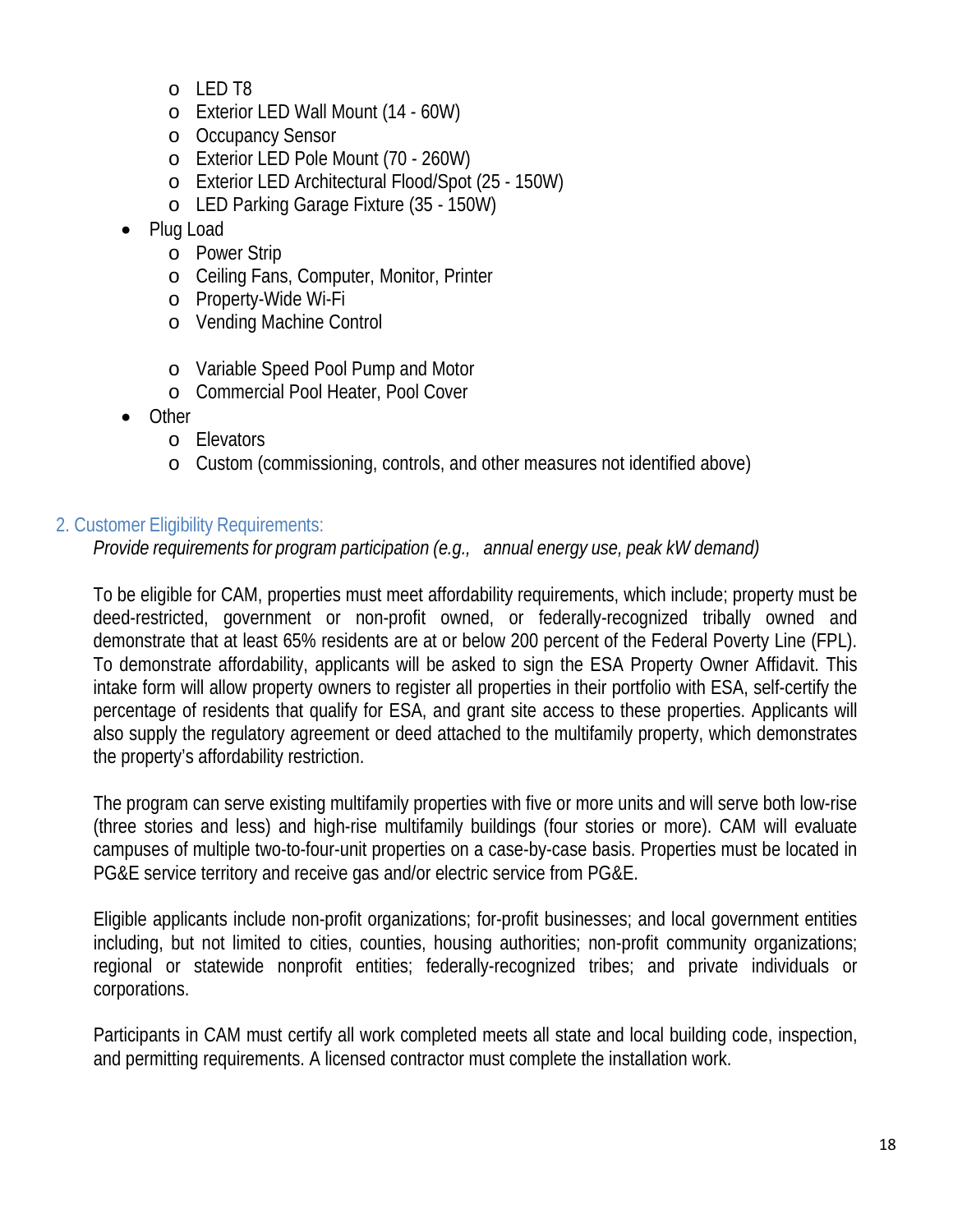- LED T8
- Exterior LED Wall Mount (14 - 60W)
- Occupancy Sensor
- Exterior LED Pole Mount (70 - 260W)
- Exterior LED Architectural Flood/Spot (25 - 150W)
- LED Parking Garage Fixture (35 - 150W)

- Plug Load
  - Power Strip
  - Ceiling Fans, Computer, Monitor, Printer
  - Property-Wide Wi-Fi
  - Vending Machine Control

  - Variable Speed Pool Pump and Motor
  - Commercial Pool Heater, Pool Cover
- Other
  - Elevators
  - Custom (commissioning, controls, and other measures not identified above)

## 2. Customer Eligibility Requirements:

*Provide requirements for program participation (e.g., annual energy use, peak kW demand)*

To be eligible for CAM, properties must meet affordability requirements, which include; property must be deed-restricted, government or non-profit owned, or federally-recognized tribally owned and demonstrate that at least 65% residents are at or below 200 percent of the Federal Poverty Line (FPL). To demonstrate affordability, applicants will be asked to sign the ESA Property Owner Affidavit. This intake form will allow property owners to register all properties in their portfolio with ESA, self-certify the percentage of residents that qualify for ESA, and grant site access to these properties. Applicants will also supply the regulatory agreement or deed attached to the multifamily property, which demonstrates the property's affordability restriction.

The program can serve existing multifamily properties with five or more units and will serve both low-rise (three stories and less) and high-rise multifamily buildings (four stories or more). CAM will evaluate campuses of multiple two-to-four-unit properties on a case-by-case basis. Properties must be located in PG&E service territory and receive gas and/or electric service from PG&E.

Eligible applicants include non-profit organizations; for-profit businesses; and local government entities including, but not limited to cities, counties, housing authorities; non-profit community organizations; regional or statewide nonprofit entities; federally-recognized tribes; and private individuals or corporations.

Participants in CAM must certify all work completed meets all state and local building code, inspection, and permitting requirements. A licensed contractor must complete the installation work.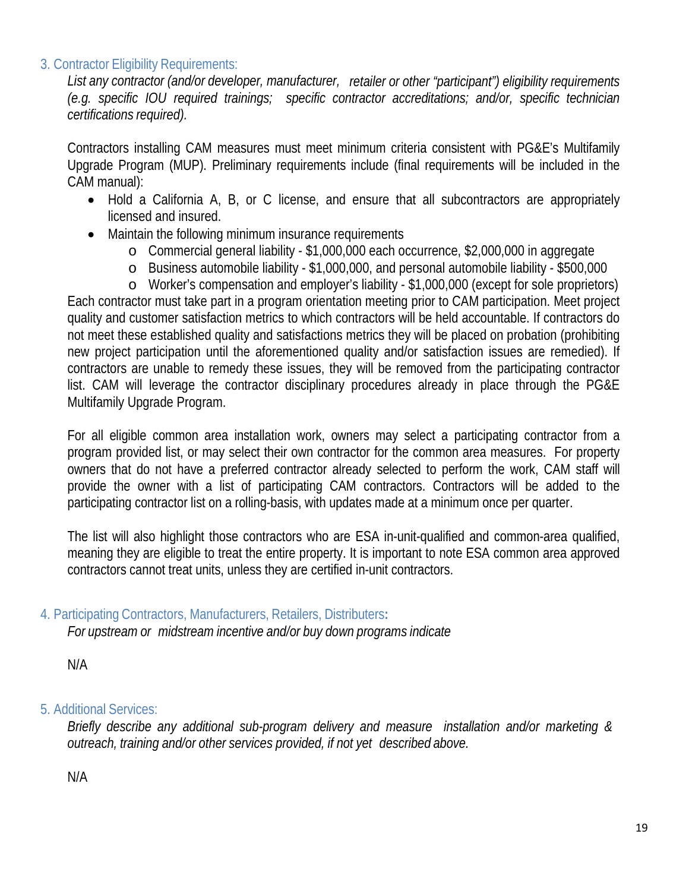### 3. Contractor Eligibility Requirements:

*List any contractor (and/or developer, manufacturer, retailer or other "participant") eligibility requirements (e.g. specific IOU required trainings; specific contractor accreditations; and/or, specific technician certifications required).*

Contractors installing CAM measures must meet minimum criteria consistent with PG&E's Multifamily Upgrade Program (MUP). Preliminary requirements include (final requirements will be included in the CAM manual):

- Hold a California A, B, or C license, and ensure that all subcontractors are appropriately licensed and insured.
- Maintain the following minimum insurance requirements
  - Commercial general liability - $1,000,000 each occurrence, $2,000,000 in aggregate
  - Business automobile liability - $1,000,000, and personal automobile liability - $500,000
  - Worker's compensation and employer's liability - $1,000,000 (except for sole proprietors)

Each contractor must take part in a program orientation meeting prior to CAM participation. Meet project quality and customer satisfaction metrics to which contractors will be held accountable. If contractors do not meet these established quality and satisfactions metrics they will be placed on probation (prohibiting new project participation until the aforementioned quality and/or satisfaction issues are remedied). If contractors are unable to remedy these issues, they will be removed from the participating contractor list. CAM will leverage the contractor disciplinary procedures already in place through the PG&E Multifamily Upgrade Program.

For all eligible common area installation work, owners may select a participating contractor from a program provided list, or may select their own contractor for the common area measures. For property owners that do not have a preferred contractor already selected to perform the work, CAM staff will provide the owner with a list of participating CAM contractors. Contractors will be added to the participating contractor list on a rolling-basis, with updates made at a minimum once per quarter.

The list will also highlight those contractors who are ESA in-unit-qualified and common-area qualified, meaning they are eligible to treat the entire property. It is important to note ESA common area approved contractors cannot treat units, unless they are certified in-unit contractors.

### 4. Participating Contractors, Manufacturers, Retailers, Distributers:

*For upstream or midstream incentive and/or buy down programs indicate*

N/A

### 5. Additional Services:

*Briefly describe any additional sub-program delivery and measure installation and/or marketing & outreach, training and/or other services provided, if not yet described above.*

N/A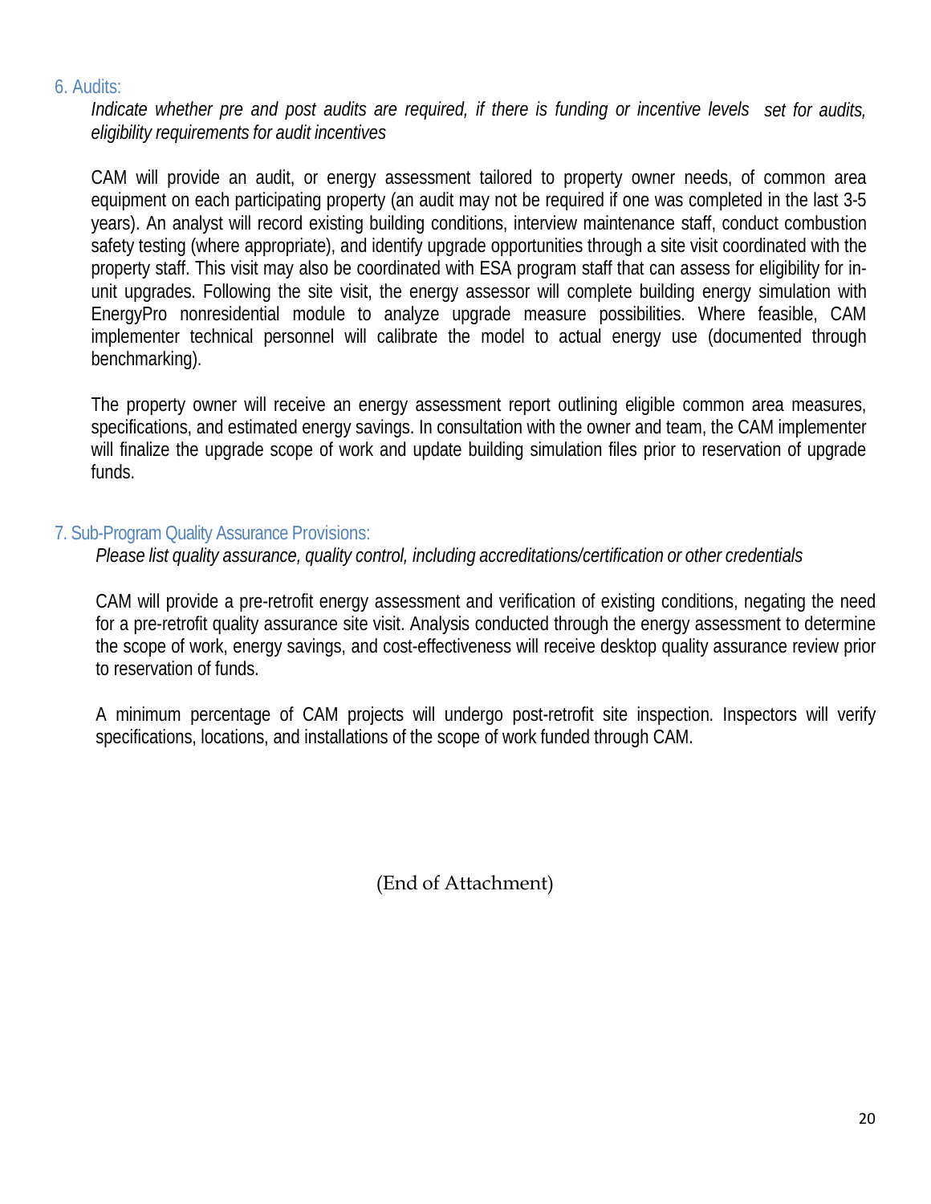### 6. Audits:

*Indicate whether pre and post audits are required, if there is funding or incentive levels set for audits, eligibility requirements for audit incentives*

CAM will provide an audit, or energy assessment tailored to property owner needs, of common area equipment on each participating property (an audit may not be required if one was completed in the last 3-5 years). An analyst will record existing building conditions, interview maintenance staff, conduct combustion safety testing (where appropriate), and identify upgrade opportunities through a site visit coordinated with the property staff. This visit may also be coordinated with ESA program staff that can assess for eligibility for in-unit upgrades. Following the site visit, the energy assessor will complete building energy simulation with EnergyPro nonresidential module to analyze upgrade measure possibilities. Where feasible, CAM implementer technical personnel will calibrate the model to actual energy use (documented through benchmarking).

The property owner will receive an energy assessment report outlining eligible common area measures, specifications, and estimated energy savings. In consultation with the owner and team, the CAM implementer will finalize the upgrade scope of work and update building simulation files prior to reservation of upgrade funds.

### 7. Sub-Program Quality Assurance Provisions:

*Please list quality assurance, quality control, including accreditations/certification or other credentials*

CAM will provide a pre-retrofit energy assessment and verification of existing conditions, negating the need for a pre-retrofit quality assurance site visit. Analysis conducted through the energy assessment to determine the scope of work, energy savings, and cost-effectiveness will receive desktop quality assurance review prior to reservation of funds.

A minimum percentage of CAM projects will undergo post-retrofit site inspection. Inspectors will verify specifications, locations, and installations of the scope of work funded through CAM.

(End of Attachment)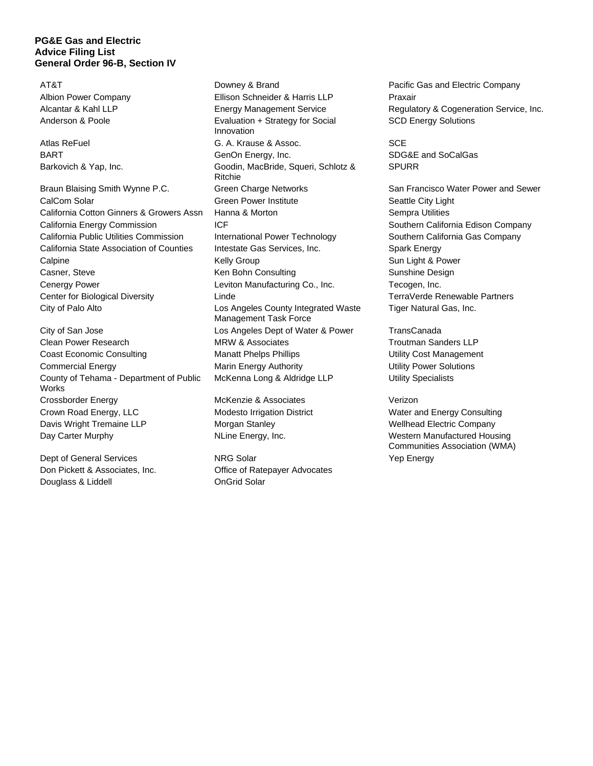**PG&E Gas and Electric**
**Advice Filing List**
**General Order 96-B, Section IV**

AT&T
Albion Power Company
Alcantar & Kahl LLP
Anderson & Poole
Atlas ReFuel
BART
Barkovich & Yap, Inc.
Braun Blaising Smith Wynne P.C.
CalCom Solar
California Cotton Ginners & Growers Assn
California Energy Commission
California Public Utilities Commission
California State Association of Counties
Calpine
Casner, Steve
Cenergy Power
Center for Biological Diversity
City of Palo Alto
City of San Jose
Clean Power Research
Coast Economic Consulting
Commercial Energy
County of Tehama - Department of Public Works
Crossborder Energy
Crown Road Energy, LLC
Davis Wright Tremaine LLP
Day Carter Murphy
Dept of General Services
Don Pickett & Associates, Inc.
Douglass & Liddell

Downey & Brand
Ellison Schneider & Harris LLP
Energy Management Service
Evaluation + Strategy for Social Innovation
G. A. Krause & Assoc.
GenOn Energy, Inc.
Goodin, MacBride, Squeri, Schlotz & Ritchie
Green Charge Networks
Green Power Institute
Hanna & Morton
ICF
International Power Technology
Intestate Gas Services, Inc.
Kelly Group
Ken Bohn Consulting
Leviton Manufacturing Co., Inc.
Linde
Los Angeles County Integrated Waste Management Task Force
Los Angeles Dept of Water & Power
MRW & Associates
Manatt Phelps Phillips
Marin Energy Authority
McKenna Long & Aldridge LLP
McKenzie & Associates
Modesto Irrigation District
Morgan Stanley
NLine Energy, Inc.
NRG Solar
Office of Ratepayer Advocates
OnGrid Solar

Pacific Gas and Electric Company
Praxair
Regulatory & Cogeneration Service, Inc.
SCD Energy Solutions
SCE
SDG&E and SoCalGas
SPURR
San Francisco Water Power and Sewer
Seattle City Light
Sempra Utilities
Southern California Edison Company
Southern California Gas Company
Spark Energy
Sun Light & Power
Sunshine Design
Tecogen, Inc.
TerraVerde Renewable Partners
Tiger Natural Gas, Inc.
TransCanada
Troutman Sanders LLP
Utility Cost Management
Utility Power Solutions
Utility Specialists
Verizon
Water and Energy Consulting
Wellhead Electric Company
Western Manufactured Housing Communities Association (WMA)
Yep Energy